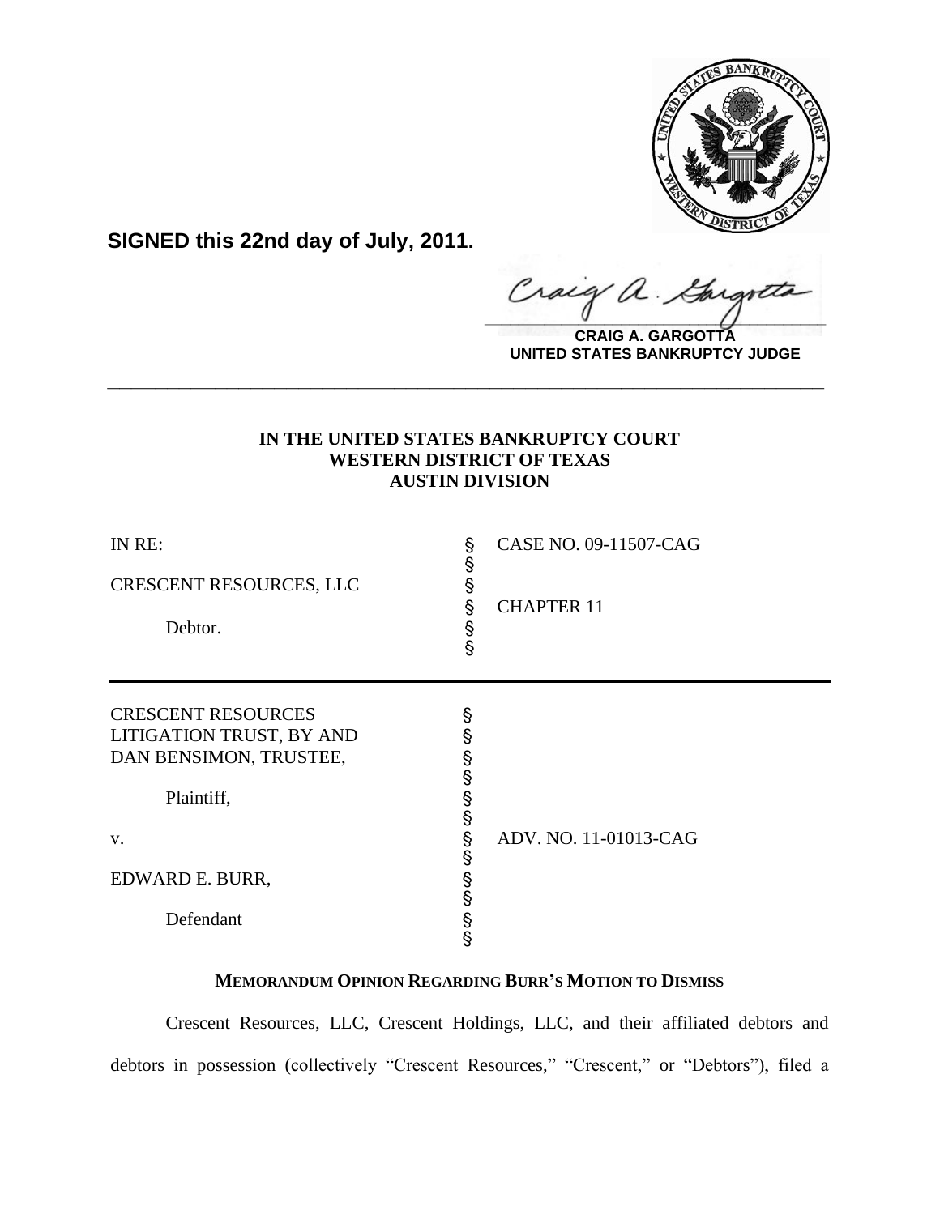**SIGNED this 22nd day of July, 2011.**

**CRAIG A. GARGOTTA**
**UNITED STATES BANKRUPTCY JUDGE**

---

**IN THE UNITED STATES BANKRUPTCY COURT**
**WESTERN DISTRICT OF TEXAS**
**AUSTIN DIVISION**

| | | |
|---|---|---|
| IN RE: | § | CASE NO. 09-11507-CAG |
| | § | |
| CRESCENT RESOURCES, LLC | § | |
| | § | CHAPTER 11 |
| Debtor. | § | |
| | § | |

| | | |
|---|---|---|
| CRESCENT RESOURCES LITIGATION TRUST, BY AND DAN BENSIMON, TRUSTEE, | § | |
| | § | |
| Plaintiff, | § | |
| | § | |
| v. | § | ADV. NO. 11-01013-CAG |
| | § | |
| EDWARD E. BURR, | § | |
| | § | |
| Defendant | § | |
| | § | |

**MEMORANDUM OPINION REGARDING BURR'S MOTION TO DISMISS**

Crescent Resources, LLC, Crescent Holdings, LLC, and their affiliated debtors and debtors in possession (collectively "Crescent Resources," "Crescent," or "Debtors"), filed a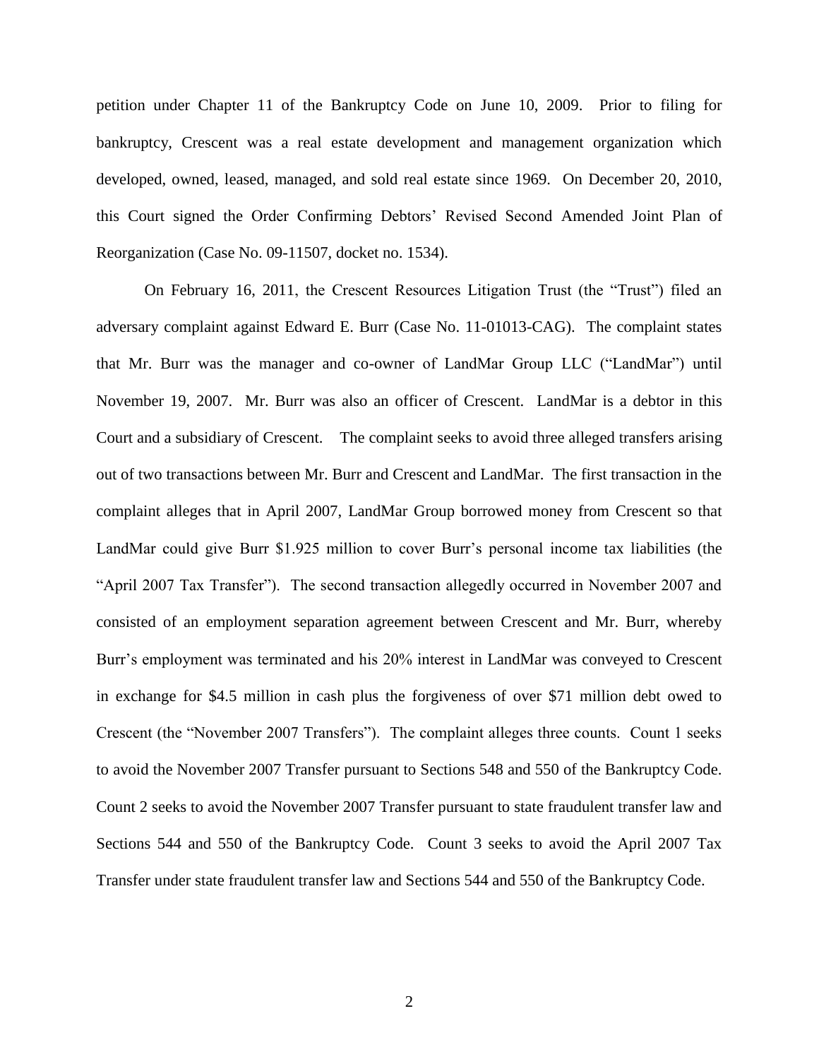petition under Chapter 11 of the Bankruptcy Code on June 10, 2009. Prior to filing for bankruptcy, Crescent was a real estate development and management organization which developed, owned, leased, managed, and sold real estate since 1969. On December 20, 2010, this Court signed the Order Confirming Debtors' Revised Second Amended Joint Plan of Reorganization (Case No. 09-11507, docket no. 1534).

On February 16, 2011, the Crescent Resources Litigation Trust (the "Trust") filed an adversary complaint against Edward E. Burr (Case No. 11-01013-CAG). The complaint states that Mr. Burr was the manager and co-owner of LandMar Group LLC ("LandMar") until November 19, 2007. Mr. Burr was also an officer of Crescent. LandMar is a debtor in this Court and a subsidiary of Crescent. The complaint seeks to avoid three alleged transfers arising out of two transactions between Mr. Burr and Crescent and LandMar. The first transaction in the complaint alleges that in April 2007, LandMar Group borrowed money from Crescent so that LandMar could give Burr $1.925 million to cover Burr's personal income tax liabilities (the "April 2007 Tax Transfer"). The second transaction allegedly occurred in November 2007 and consisted of an employment separation agreement between Crescent and Mr. Burr, whereby Burr's employment was terminated and his 20% interest in LandMar was conveyed to Crescent in exchange for $4.5 million in cash plus the forgiveness of over $71 million debt owed to Crescent (the "November 2007 Transfers"). The complaint alleges three counts. Count 1 seeks to avoid the November 2007 Transfer pursuant to Sections 548 and 550 of the Bankruptcy Code. Count 2 seeks to avoid the November 2007 Transfer pursuant to state fraudulent transfer law and Sections 544 and 550 of the Bankruptcy Code. Count 3 seeks to avoid the April 2007 Tax Transfer under state fraudulent transfer law and Sections 544 and 550 of the Bankruptcy Code.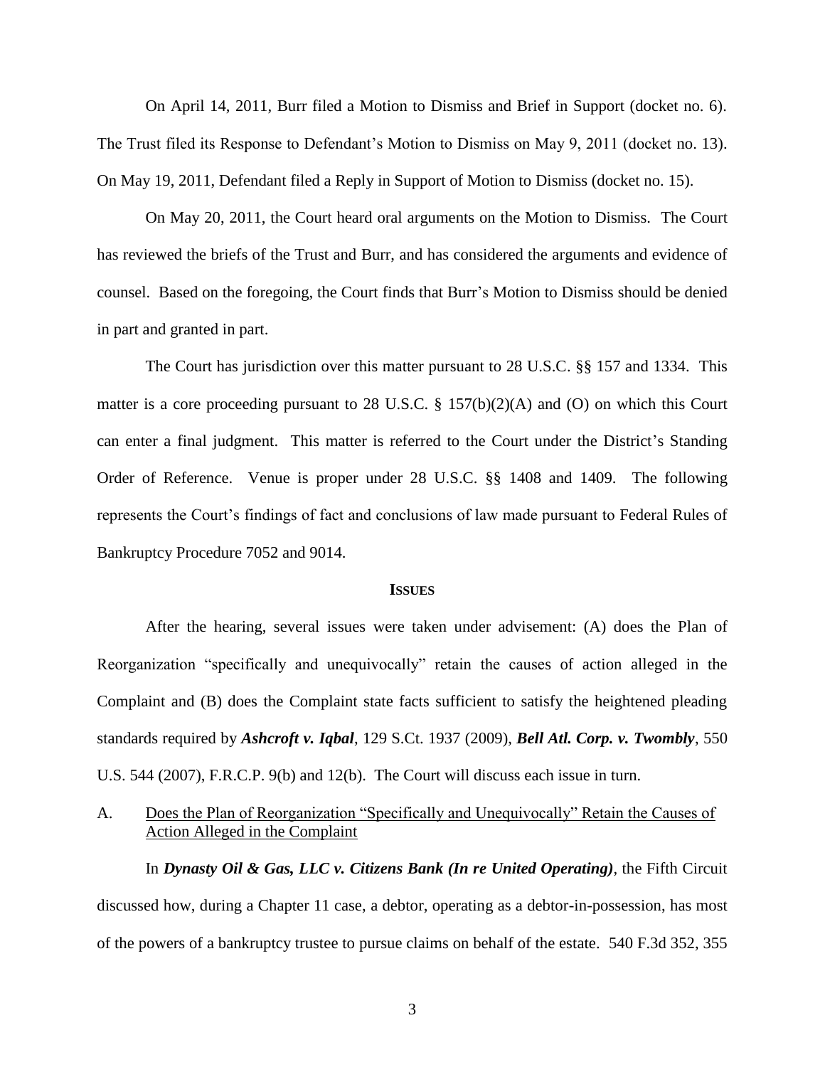On April 14, 2011, Burr filed a Motion to Dismiss and Brief in Support (docket no. 6). The Trust filed its Response to Defendant's Motion to Dismiss on May 9, 2011 (docket no. 13). On May 19, 2011, Defendant filed a Reply in Support of Motion to Dismiss (docket no. 15).

On May 20, 2011, the Court heard oral arguments on the Motion to Dismiss. The Court has reviewed the briefs of the Trust and Burr, and has considered the arguments and evidence of counsel. Based on the foregoing, the Court finds that Burr's Motion to Dismiss should be denied in part and granted in part.

The Court has jurisdiction over this matter pursuant to 28 U.S.C. §§ 157 and 1334. This matter is a core proceeding pursuant to 28 U.S.C. § 157(b)(2)(A) and (O) on which this Court can enter a final judgment. This matter is referred to the Court under the District's Standing Order of Reference. Venue is proper under 28 U.S.C. §§ 1408 and 1409. The following represents the Court's findings of fact and conclusions of law made pursuant to Federal Rules of Bankruptcy Procedure 7052 and 9014.

## Issues

After the hearing, several issues were taken under advisement: (A) does the Plan of Reorganization "specifically and unequivocally" retain the causes of action alleged in the Complaint and (B) does the Complaint state facts sufficient to satisfy the heightened pleading standards required by ***Ashcroft v. Iqbal***, 129 S.Ct. 1937 (2009), ***Bell Atl. Corp. v. Twombly***, 550 U.S. 544 (2007), F.R.C.P. 9(b) and 12(b). The Court will discuss each issue in turn.

### A. Does the Plan of Reorganization "Specifically and Unequivocally" Retain the Causes of Action Alleged in the Complaint

In ***Dynasty Oil & Gas, LLC v. Citizens Bank (In re United Operating)***, the Fifth Circuit discussed how, during a Chapter 11 case, a debtor, operating as a debtor-in-possession, has most of the powers of a bankruptcy trustee to pursue claims on behalf of the estate. 540 F.3d 352, 355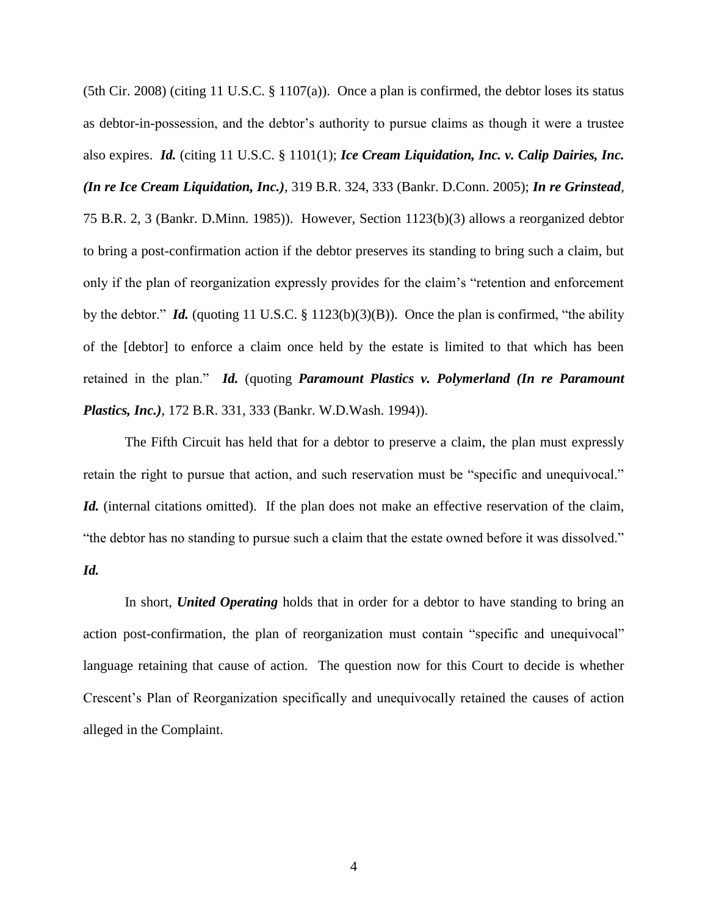(5th Cir. 2008) (citing 11 U.S.C. § 1107(a)). Once a plan is confirmed, the debtor loses its status as debtor-in-possession, and the debtor's authority to pursue claims as though it were a trustee also expires. ***Id.*** (citing 11 U.S.C. § 1101(1); ***Ice Cream Liquidation, Inc. v. Calip Dairies, Inc. (In re Ice Cream Liquidation, Inc.)***, 319 B.R. 324, 333 (Bankr. D.Conn. 2005); ***In re Grinstead***, 75 B.R. 2, 3 (Bankr. D.Minn. 1985)). However, Section 1123(b)(3) allows a reorganized debtor to bring a post-confirmation action if the debtor preserves its standing to bring such a claim, but only if the plan of reorganization expressly provides for the claim's "retention and enforcement by the debtor." ***Id.*** (quoting 11 U.S.C. § 1123(b)(3)(B)). Once the plan is confirmed, "the ability of the [debtor] to enforce a claim once held by the estate is limited to that which has been retained in the plan." ***Id.*** (quoting ***Paramount Plastics v. Polymerland (In re Paramount Plastics, Inc.)***, 172 B.R. 331, 333 (Bankr. W.D.Wash. 1994)).

The Fifth Circuit has held that for a debtor to preserve a claim, the plan must expressly retain the right to pursue that action, and such reservation must be "specific and unequivocal." ***Id.*** (internal citations omitted). If the plan does not make an effective reservation of the claim, "the debtor has no standing to pursue such a claim that the estate owned before it was dissolved." ***Id.***

In short, ***United Operating*** holds that in order for a debtor to have standing to bring an action post-confirmation, the plan of reorganization must contain "specific and unequivocal" language retaining that cause of action. The question now for this Court to decide is whether Crescent's Plan of Reorganization specifically and unequivocally retained the causes of action alleged in the Complaint.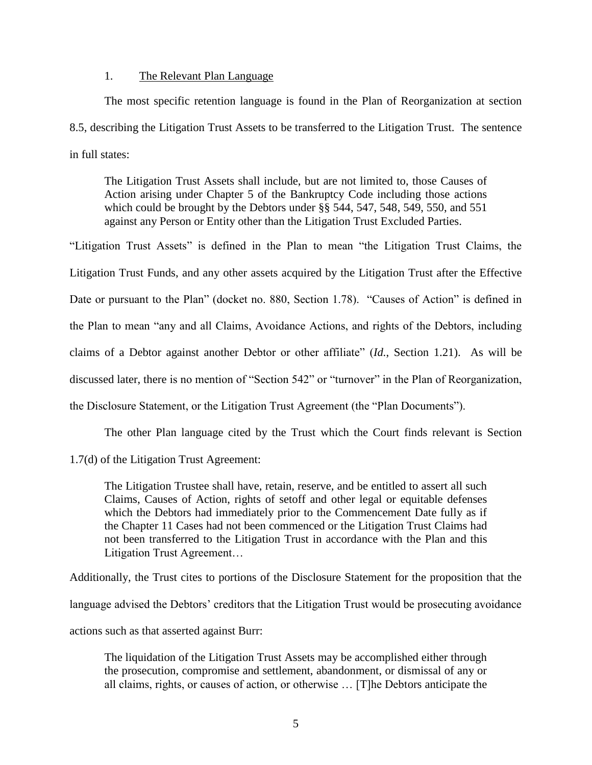### 1. <u>The Relevant Plan Language</u>

The most specific retention language is found in the Plan of Reorganization at section 8.5, describing the Litigation Trust Assets to be transferred to the Litigation Trust. The sentence in full states:

> The Litigation Trust Assets shall include, but are not limited to, those Causes of Action arising under Chapter 5 of the Bankruptcy Code including those actions which could be brought by the Debtors under §§ 544, 547, 548, 549, 550, and 551 against any Person or Entity other than the Litigation Trust Excluded Parties.

"Litigation Trust Assets" is defined in the Plan to mean "the Litigation Trust Claims, the Litigation Trust Funds, and any other assets acquired by the Litigation Trust after the Effective Date or pursuant to the Plan" (docket no. 880, Section 1.78). "Causes of Action" is defined in the Plan to mean "any and all Claims, Avoidance Actions, and rights of the Debtors, including claims of a Debtor against another Debtor or other affiliate" (*Id.*, Section 1.21). As will be discussed later, there is no mention of "Section 542" or "turnover" in the Plan of Reorganization, the Disclosure Statement, or the Litigation Trust Agreement (the "Plan Documents").

The other Plan language cited by the Trust which the Court finds relevant is Section 1.7(d) of the Litigation Trust Agreement:

> The Litigation Trustee shall have, retain, reserve, and be entitled to assert all such Claims, Causes of Action, rights of setoff and other legal or equitable defenses which the Debtors had immediately prior to the Commencement Date fully as if the Chapter 11 Cases had not been commenced or the Litigation Trust Claims had not been transferred to the Litigation Trust in accordance with the Plan and this Litigation Trust Agreement…

Additionally, the Trust cites to portions of the Disclosure Statement for the proposition that the language advised the Debtors' creditors that the Litigation Trust would be prosecuting avoidance actions such as that asserted against Burr:

> The liquidation of the Litigation Trust Assets may be accomplished either through the prosecution, compromise and settlement, abandonment, or dismissal of any or all claims, rights, or causes of action, or otherwise … [T]he Debtors anticipate the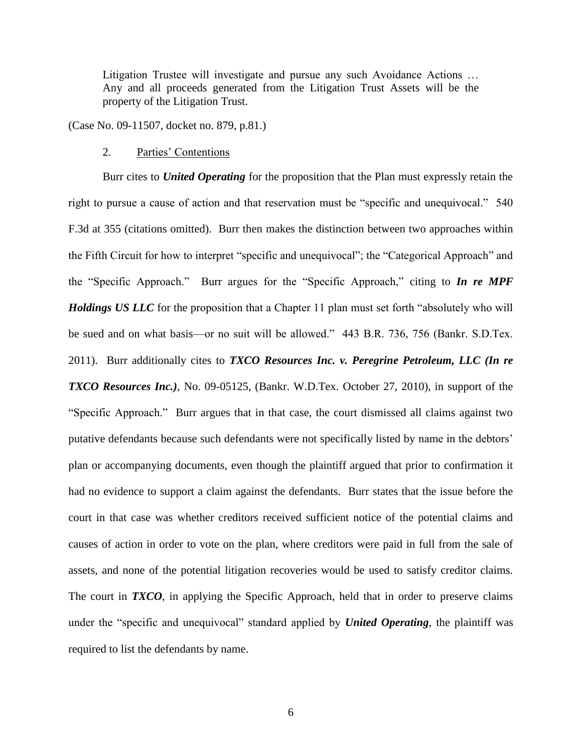> Litigation Trustee will investigate and pursue any such Avoidance Actions … Any and all proceeds generated from the Litigation Trust Assets will be the property of the Litigation Trust.

(Case No. 09-11507, docket no. 879, p.81.)

2. Parties' Contentions

Burr cites to ***United Operating*** for the proposition that the Plan must expressly retain the right to pursue a cause of action and that reservation must be "specific and unequivocal." 540 F.3d at 355 (citations omitted). Burr then makes the distinction between two approaches within the Fifth Circuit for how to interpret "specific and unequivocal"; the "Categorical Approach" and the "Specific Approach." Burr argues for the "Specific Approach," citing to ***In re MPF Holdings US LLC*** for the proposition that a Chapter 11 plan must set forth "absolutely who will be sued and on what basis—or no suit will be allowed." 443 B.R. 736, 756 (Bankr. S.D.Tex. 2011). Burr additionally cites to ***TXCO Resources Inc. v. Peregrine Petroleum, LLC (In re TXCO Resources Inc.)***, No. 09-05125, (Bankr. W.D.Tex. October 27, 2010), in support of the "Specific Approach." Burr argues that in that case, the court dismissed all claims against two putative defendants because such defendants were not specifically listed by name in the debtors' plan or accompanying documents, even though the plaintiff argued that prior to confirmation it had no evidence to support a claim against the defendants. Burr states that the issue before the court in that case was whether creditors received sufficient notice of the potential claims and causes of action in order to vote on the plan, where creditors were paid in full from the sale of assets, and none of the potential litigation recoveries would be used to satisfy creditor claims. The court in ***TXCO***, in applying the Specific Approach, held that in order to preserve claims under the "specific and unequivocal" standard applied by ***United Operating***, the plaintiff was required to list the defendants by name.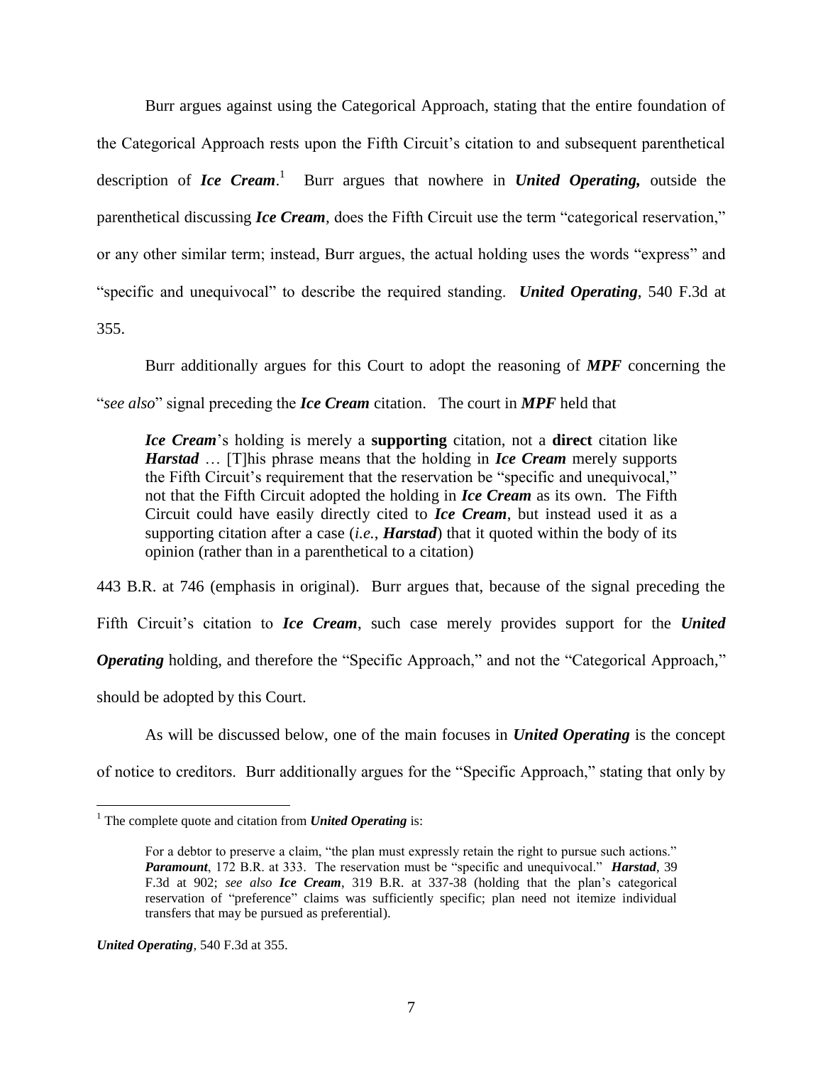Burr argues against using the Categorical Approach, stating that the entire foundation of the Categorical Approach rests upon the Fifth Circuit's citation to and subsequent parenthetical description of ***Ice Cream***.[1] Burr argues that nowhere in ***United Operating,*** outside the parenthetical discussing ***Ice Cream***, does the Fifth Circuit use the term "categorical reservation," or any other similar term; instead, Burr argues, the actual holding uses the words "express" and "specific and unequivocal" to describe the required standing. ***United Operating***, 540 F.3d at 355.

Burr additionally argues for this Court to adopt the reasoning of ***MPF*** concerning the "*see also*" signal preceding the ***Ice Cream*** citation. The court in ***MPF*** held that

> ***Ice Cream***'s holding is merely a **supporting** citation, not a **direct** citation like ***Harstad*** … [T]his phrase means that the holding in ***Ice Cream*** merely supports the Fifth Circuit's requirement that the reservation be "specific and unequivocal," not that the Fifth Circuit adopted the holding in ***Ice Cream*** as its own. The Fifth Circuit could have easily directly cited to ***Ice Cream***, but instead used it as a supporting citation after a case (*i.e.*, ***Harstad***) that it quoted within the body of its opinion (rather than in a parenthetical to a citation)

443 B.R. at 746 (emphasis in original). Burr argues that, because of the signal preceding the Fifth Circuit's citation to ***Ice Cream***, such case merely provides support for the ***United Operating*** holding, and therefore the "Specific Approach," and not the "Categorical Approach," should be adopted by this Court.

As will be discussed below, one of the main focuses in ***United Operating*** is the concept of notice to creditors. Burr additionally argues for the "Specific Approach," stating that only by

---

[1] The complete quote and citation from ***United Operating*** is:

> For a debtor to preserve a claim, "the plan must expressly retain the right to pursue such actions." ***Paramount***, 172 B.R. at 333. The reservation must be "specific and unequivocal." ***Harstad***, 39 F.3d at 902; *see also* ***Ice Cream***, 319 B.R. at 337-38 (holding that the plan's categorical reservation of "preference" claims was sufficiently specific; plan need not itemize individual transfers that may be pursued as preferential).

***United Operating***, 540 F.3d at 355.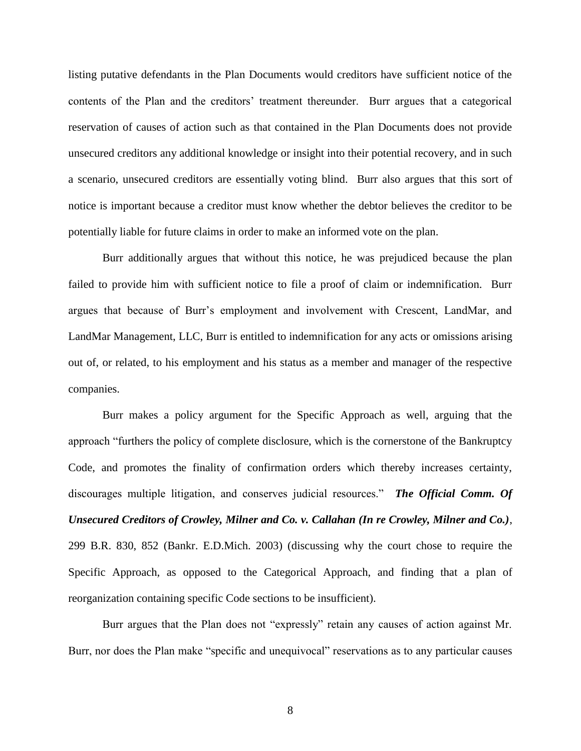listing putative defendants in the Plan Documents would creditors have sufficient notice of the contents of the Plan and the creditors' treatment thereunder. Burr argues that a categorical reservation of causes of action such as that contained in the Plan Documents does not provide unsecured creditors any additional knowledge or insight into their potential recovery, and in such a scenario, unsecured creditors are essentially voting blind. Burr also argues that this sort of notice is important because a creditor must know whether the debtor believes the creditor to be potentially liable for future claims in order to make an informed vote on the plan.

Burr additionally argues that without this notice, he was prejudiced because the plan failed to provide him with sufficient notice to file a proof of claim or indemnification. Burr argues that because of Burr's employment and involvement with Crescent, LandMar, and LandMar Management, LLC, Burr is entitled to indemnification for any acts or omissions arising out of, or related, to his employment and his status as a member and manager of the respective companies.

Burr makes a policy argument for the Specific Approach as well, arguing that the approach "furthers the policy of complete disclosure, which is the cornerstone of the Bankruptcy Code, and promotes the finality of confirmation orders which thereby increases certainty, discourages multiple litigation, and conserves judicial resources." ***The Official Comm. Of Unsecured Creditors of Crowley, Milner and Co. v. Callahan (In re Crowley, Milner and Co.)***, 299 B.R. 830, 852 (Bankr. E.D.Mich. 2003) (discussing why the court chose to require the Specific Approach, as opposed to the Categorical Approach, and finding that a plan of reorganization containing specific Code sections to be insufficient).

Burr argues that the Plan does not "expressly" retain any causes of action against Mr. Burr, nor does the Plan make "specific and unequivocal" reservations as to any particular causes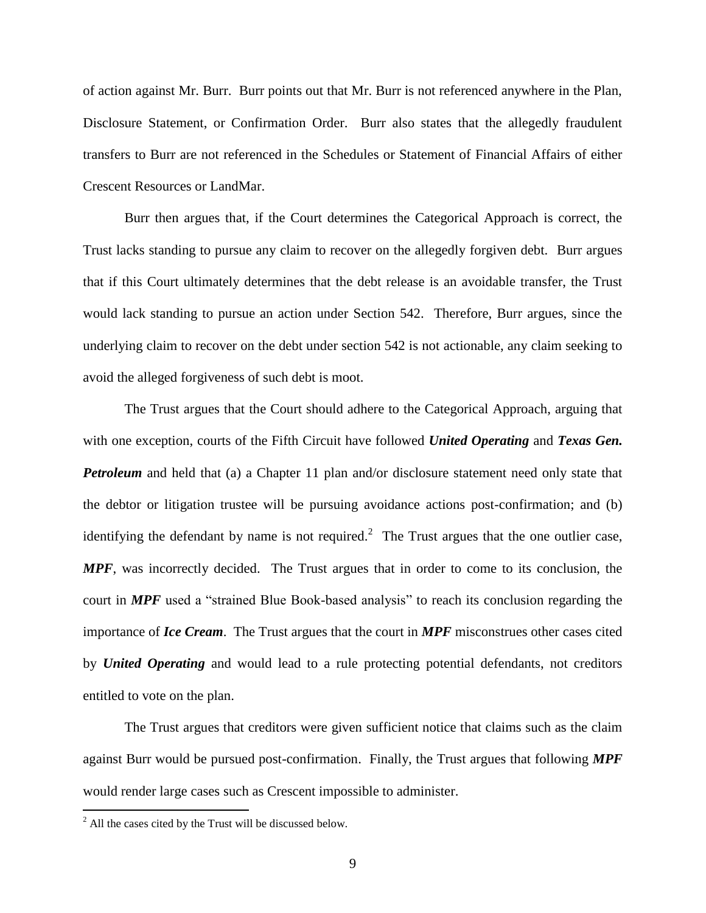of action against Mr. Burr. Burr points out that Mr. Burr is not referenced anywhere in the Plan, Disclosure Statement, or Confirmation Order. Burr also states that the allegedly fraudulent transfers to Burr are not referenced in the Schedules or Statement of Financial Affairs of either Crescent Resources or LandMar.

Burr then argues that, if the Court determines the Categorical Approach is correct, the Trust lacks standing to pursue any claim to recover on the allegedly forgiven debt. Burr argues that if this Court ultimately determines that the debt release is an avoidable transfer, the Trust would lack standing to pursue an action under Section 542. Therefore, Burr argues, since the underlying claim to recover on the debt under section 542 is not actionable, any claim seeking to avoid the alleged forgiveness of such debt is moot.

The Trust argues that the Court should adhere to the Categorical Approach, arguing that with one exception, courts of the Fifth Circuit have followed ***United Operating*** and ***Texas Gen. Petroleum*** and held that (a) a Chapter 11 plan and/or disclosure statement need only state that the debtor or litigation trustee will be pursuing avoidance actions post-confirmation; and (b) identifying the defendant by name is not required.[2] The Trust argues that the one outlier case, ***MPF***, was incorrectly decided. The Trust argues that in order to come to its conclusion, the court in ***MPF*** used a "strained Blue Book-based analysis" to reach its conclusion regarding the importance of ***Ice Cream***. The Trust argues that the court in ***MPF*** misconstrues other cases cited by ***United Operating*** and would lead to a rule protecting potential defendants, not creditors entitled to vote on the plan.

The Trust argues that creditors were given sufficient notice that claims such as the claim against Burr would be pursued post-confirmation. Finally, the Trust argues that following ***MPF*** would render large cases such as Crescent impossible to administer.

[2] All the cases cited by the Trust will be discussed below.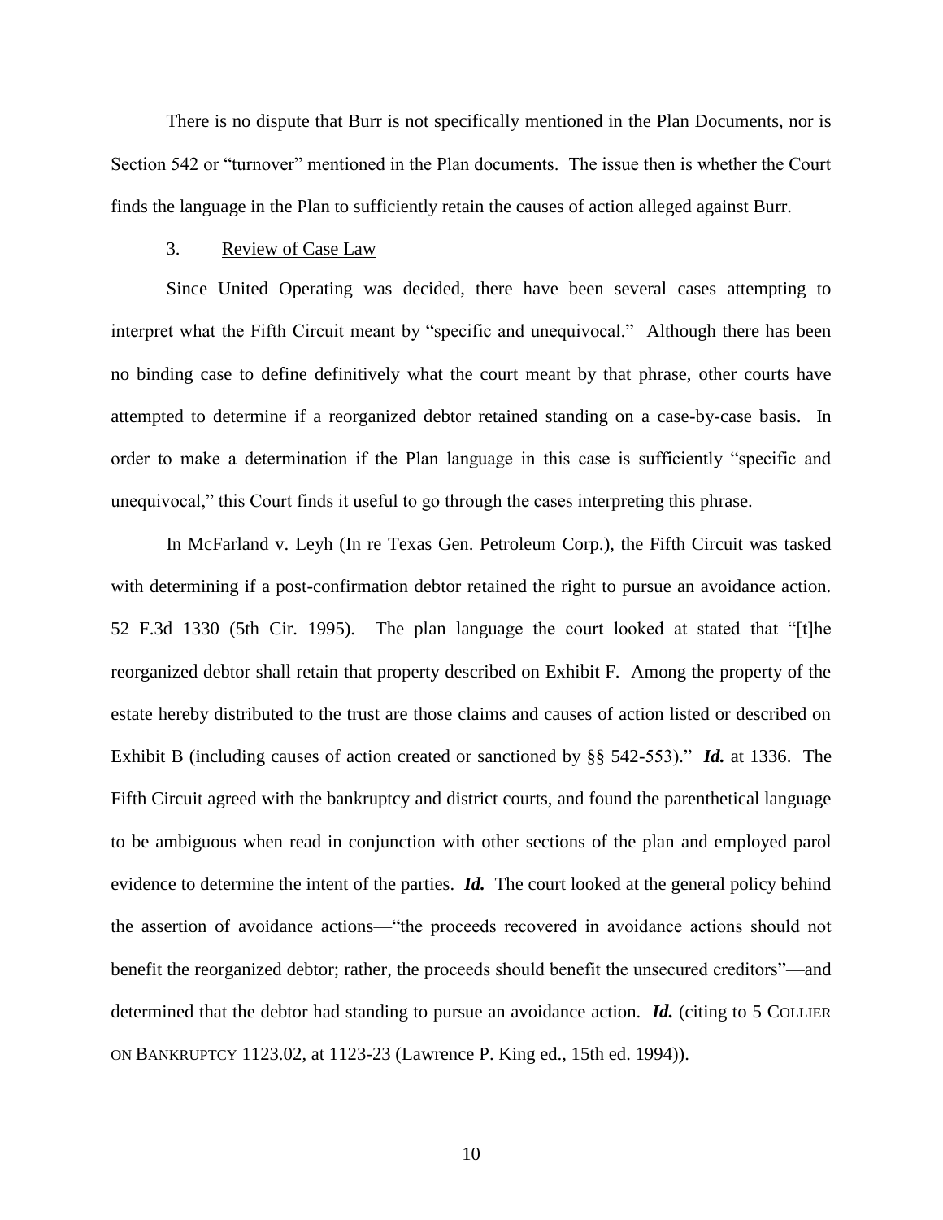There is no dispute that Burr is not specifically mentioned in the Plan Documents, nor is Section 542 or "turnover" mentioned in the Plan documents. The issue then is whether the Court finds the language in the Plan to sufficiently retain the causes of action alleged against Burr.

3. <u>Review of Case Law</u>

Since United Operating was decided, there have been several cases attempting to interpret what the Fifth Circuit meant by "specific and unequivocal." Although there has been no binding case to define definitively what the court meant by that phrase, other courts have attempted to determine if a reorganized debtor retained standing on a case-by-case basis. In order to make a determination if the Plan language in this case is sufficiently "specific and unequivocal," this Court finds it useful to go through the cases interpreting this phrase.

In McFarland v. Leyh (In re Texas Gen. Petroleum Corp.), the Fifth Circuit was tasked with determining if a post-confirmation debtor retained the right to pursue an avoidance action. 52 F.3d 1330 (5th Cir. 1995). The plan language the court looked at stated that "[t]he reorganized debtor shall retain that property described on Exhibit F. Among the property of the estate hereby distributed to the trust are those claims and causes of action listed or described on Exhibit B (including causes of action created or sanctioned by §§ 542-553)." ***Id.*** at 1336. The Fifth Circuit agreed with the bankruptcy and district courts, and found the parenthetical language to be ambiguous when read in conjunction with other sections of the plan and employed parol evidence to determine the intent of the parties. ***Id.*** The court looked at the general policy behind the assertion of avoidance actions—"the proceeds recovered in avoidance actions should not benefit the reorganized debtor; rather, the proceeds should benefit the unsecured creditors"—and determined that the debtor had standing to pursue an avoidance action. ***Id.*** (citing to 5 COLLIER ON BANKRUPTCY 1123.02, at 1123-23 (Lawrence P. King ed., 15th ed. 1994)).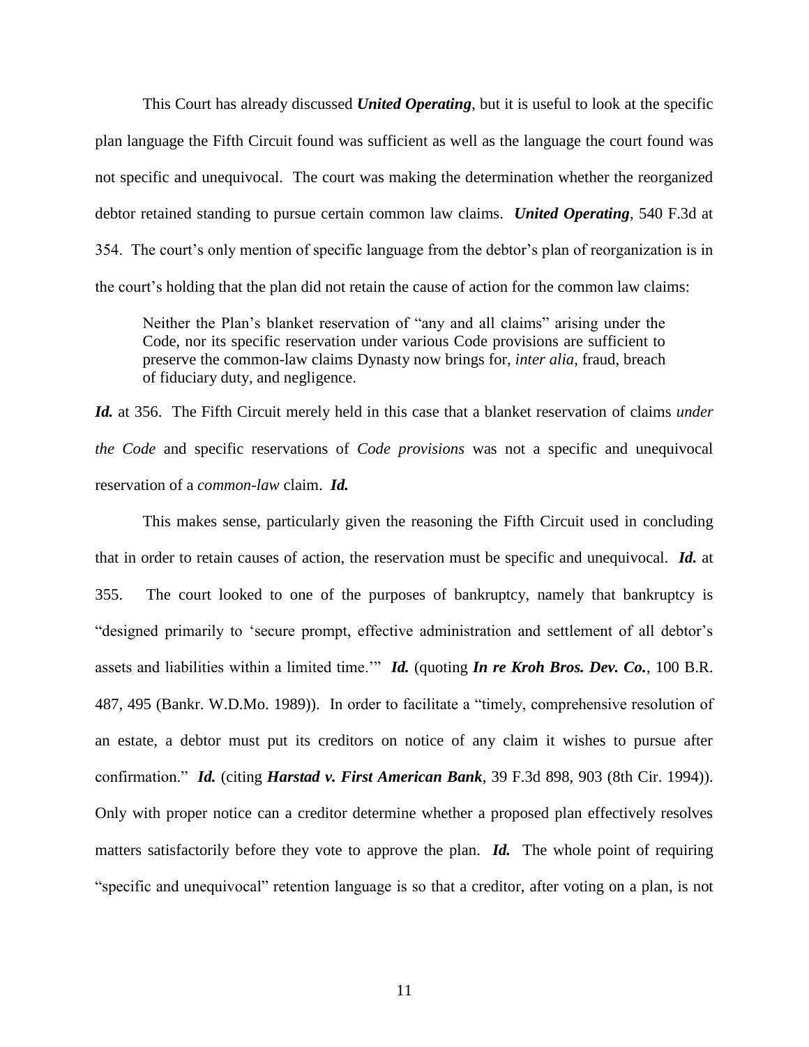This Court has already discussed ***United Operating***, but it is useful to look at the specific plan language the Fifth Circuit found was sufficient as well as the language the court found was not specific and unequivocal. The court was making the determination whether the reorganized debtor retained standing to pursue certain common law claims. ***United Operating***, 540 F.3d at 354. The court's only mention of specific language from the debtor's plan of reorganization is in the court's holding that the plan did not retain the cause of action for the common law claims:

> Neither the Plan's blanket reservation of "any and all claims" arising under the Code, nor its specific reservation under various Code provisions are sufficient to preserve the common-law claims Dynasty now brings for, *inter alia*, fraud, breach of fiduciary duty, and negligence.

***Id.*** at 356. The Fifth Circuit merely held in this case that a blanket reservation of claims *under the Code* and specific reservations of *Code provisions* was not a specific and unequivocal reservation of a *common-law* claim. ***Id.***

This makes sense, particularly given the reasoning the Fifth Circuit used in concluding that in order to retain causes of action, the reservation must be specific and unequivocal. ***Id.*** at 355. The court looked to one of the purposes of bankruptcy, namely that bankruptcy is "designed primarily to 'secure prompt, effective administration and settlement of all debtor's assets and liabilities within a limited time.'" ***Id.*** (quoting ***In re Kroh Bros. Dev. Co.***, 100 B.R. 487, 495 (Bankr. W.D.Mo. 1989)). In order to facilitate a "timely, comprehensive resolution of an estate, a debtor must put its creditors on notice of any claim it wishes to pursue after confirmation." ***Id.*** (citing ***Harstad v. First American Bank***, 39 F.3d 898, 903 (8th Cir. 1994)). Only with proper notice can a creditor determine whether a proposed plan effectively resolves matters satisfactorily before they vote to approve the plan. ***Id.*** The whole point of requiring "specific and unequivocal" retention language is so that a creditor, after voting on a plan, is not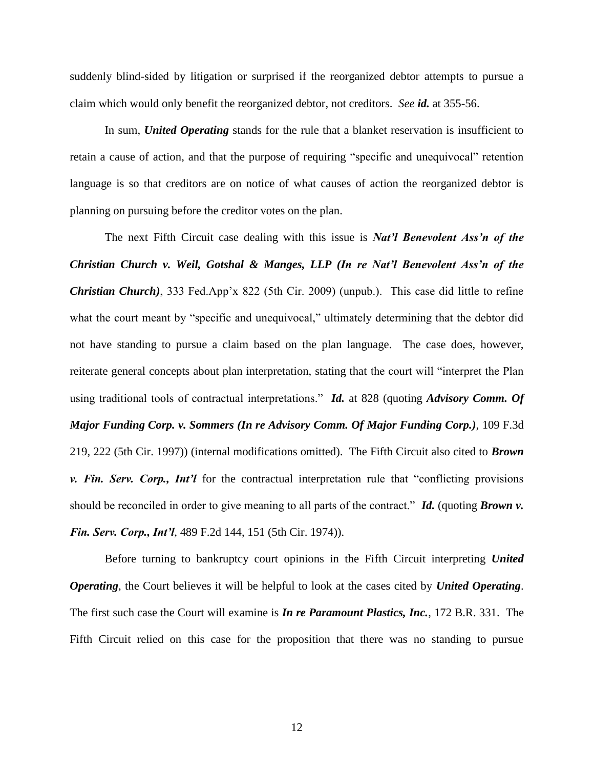suddenly blind-sided by litigation or surprised if the reorganized debtor attempts to pursue a claim which would only benefit the reorganized debtor, not creditors. *See **id.*** at 355-56.

In sum, ***United Operating*** stands for the rule that a blanket reservation is insufficient to retain a cause of action, and that the purpose of requiring "specific and unequivocal" retention language is so that creditors are on notice of what causes of action the reorganized debtor is planning on pursuing before the creditor votes on the plan.

The next Fifth Circuit case dealing with this issue is ***Nat'l Benevolent Ass'n of the Christian Church v. Weil, Gotshal & Manges, LLP (In re Nat'l Benevolent Ass'n of the Christian Church)***, 333 Fed.App'x 822 (5th Cir. 2009) (unpub.). This case did little to refine what the court meant by "specific and unequivocal," ultimately determining that the debtor did not have standing to pursue a claim based on the plan language. The case does, however, reiterate general concepts about plan interpretation, stating that the court will "interpret the Plan using traditional tools of contractual interpretations." ***Id.*** at 828 (quoting ***Advisory Comm. Of Major Funding Corp. v. Sommers (In re Advisory Comm. Of Major Funding Corp.)***, 109 F.3d 219, 222 (5th Cir. 1997)) (internal modifications omitted). The Fifth Circuit also cited to ***Brown v. Fin. Serv. Corp., Int'l*** for the contractual interpretation rule that "conflicting provisions should be reconciled in order to give meaning to all parts of the contract." ***Id.*** (quoting ***Brown v. Fin. Serv. Corp., Int'l***, 489 F.2d 144, 151 (5th Cir. 1974)).

Before turning to bankruptcy court opinions in the Fifth Circuit interpreting ***United Operating***, the Court believes it will be helpful to look at the cases cited by ***United Operating***. The first such case the Court will examine is ***In re Paramount Plastics, Inc.***, 172 B.R. 331. The Fifth Circuit relied on this case for the proposition that there was no standing to pursue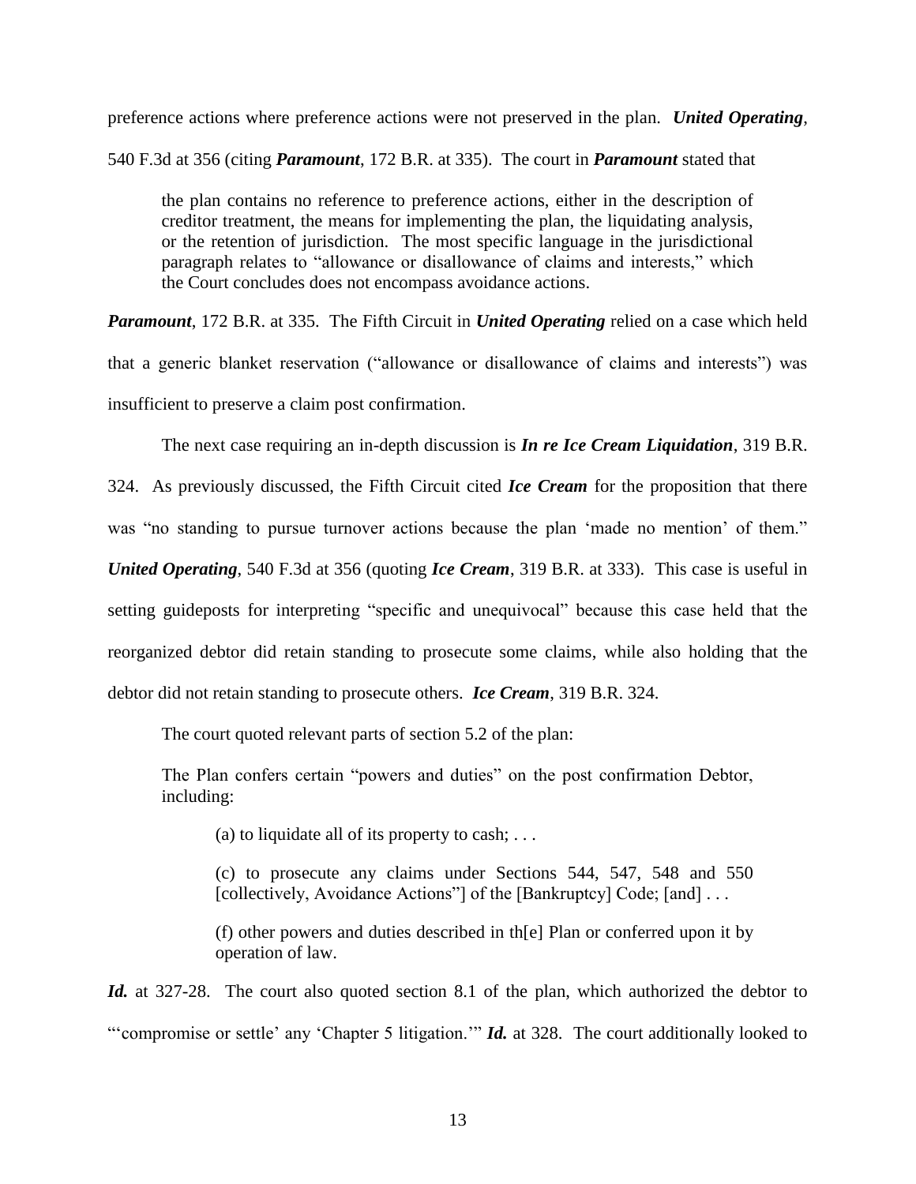preference actions where preference actions were not preserved in the plan. ***United Operating***, 540 F.3d at 356 (citing ***Paramount***, 172 B.R. at 335). The court in ***Paramount*** stated that

> the plan contains no reference to preference actions, either in the description of creditor treatment, the means for implementing the plan, the liquidating analysis, or the retention of jurisdiction. The most specific language in the jurisdictional paragraph relates to "allowance or disallowance of claims and interests," which the Court concludes does not encompass avoidance actions.

***Paramount***, 172 B.R. at 335. The Fifth Circuit in ***United Operating*** relied on a case which held that a generic blanket reservation ("allowance or disallowance of claims and interests") was insufficient to preserve a claim post confirmation.

The next case requiring an in-depth discussion is ***In re Ice Cream Liquidation***, 319 B.R. 324. As previously discussed, the Fifth Circuit cited ***Ice Cream*** for the proposition that there was "no standing to pursue turnover actions because the plan 'made no mention' of them." ***United Operating***, 540 F.3d at 356 (quoting ***Ice Cream***, 319 B.R. at 333). This case is useful in setting guideposts for interpreting "specific and unequivocal" because this case held that the reorganized debtor did retain standing to prosecute some claims, while also holding that the debtor did not retain standing to prosecute others. ***Ice Cream***, 319 B.R. 324.

The court quoted relevant parts of section 5.2 of the plan:

> The Plan confers certain "powers and duties" on the post confirmation Debtor, including:
>
> (a) to liquidate all of its property to cash; . . .
>
> (c) to prosecute any claims under Sections 544, 547, 548 and 550 [collectively, Avoidance Actions"] of the [Bankruptcy] Code; [and] . . .
>
> (f) other powers and duties described in th[e] Plan or conferred upon it by operation of law.

***Id.*** at 327-28. The court also quoted section 8.1 of the plan, which authorized the debtor to "'compromise or settle' any 'Chapter 5 litigation.'" ***Id.*** at 328. The court additionally looked to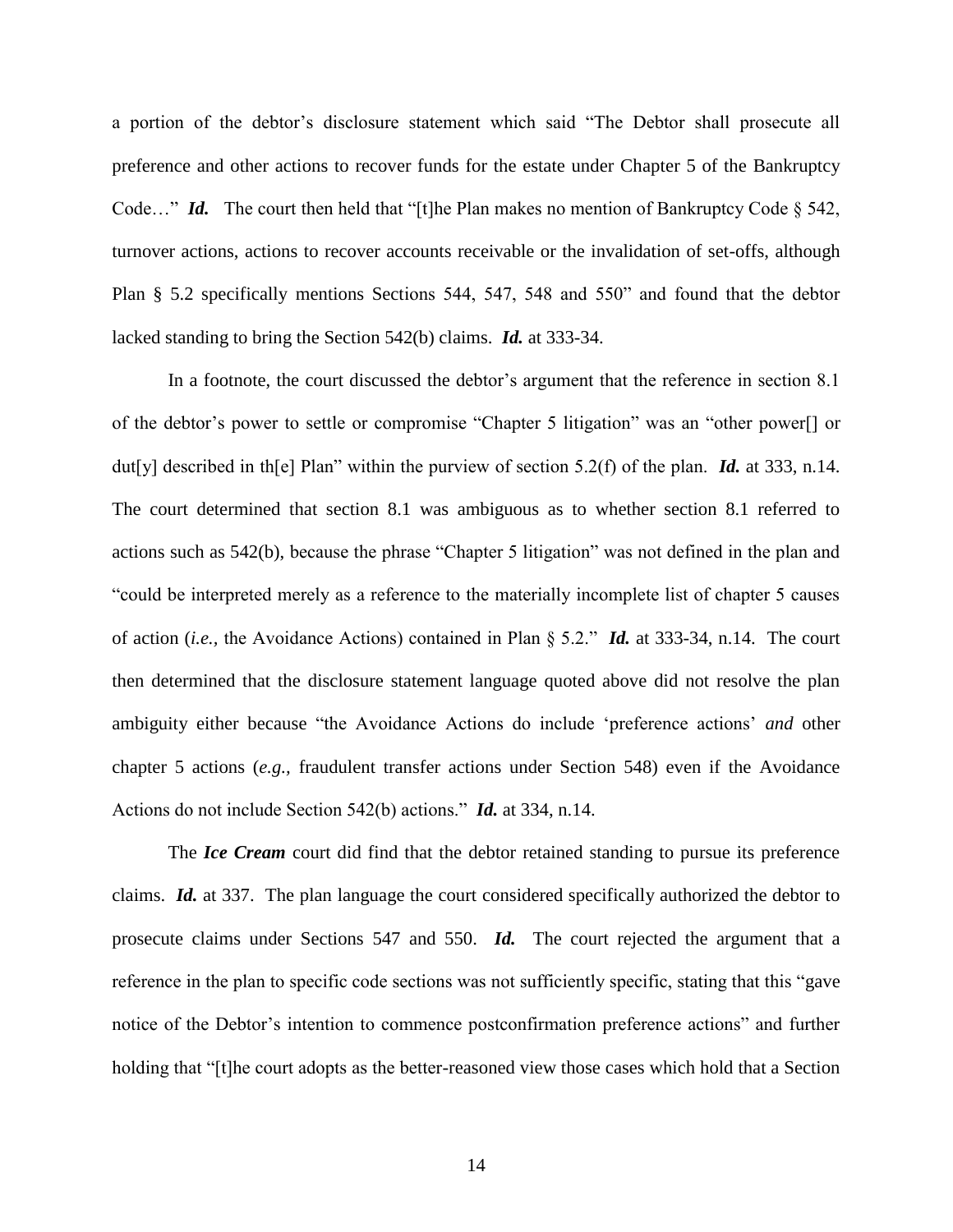a portion of the debtor's disclosure statement which said "The Debtor shall prosecute all preference and other actions to recover funds for the estate under Chapter 5 of the Bankruptcy Code…" ***Id.*** The court then held that "[t]he Plan makes no mention of Bankruptcy Code § 542, turnover actions, actions to recover accounts receivable or the invalidation of set-offs, although Plan § 5.2 specifically mentions Sections 544, 547, 548 and 550" and found that the debtor lacked standing to bring the Section 542(b) claims. ***Id.*** at 333-34.

In a footnote, the court discussed the debtor's argument that the reference in section 8.1 of the debtor's power to settle or compromise "Chapter 5 litigation" was an "other power[] or dut[y] described in th[e] Plan" within the purview of section 5.2(f) of the plan. ***Id.*** at 333, n.14. The court determined that section 8.1 was ambiguous as to whether section 8.1 referred to actions such as 542(b), because the phrase "Chapter 5 litigation" was not defined in the plan and "could be interpreted merely as a reference to the materially incomplete list of chapter 5 causes of action (*i.e.,* the Avoidance Actions) contained in Plan § 5.2." ***Id.*** at 333-34, n.14. The court then determined that the disclosure statement language quoted above did not resolve the plan ambiguity either because "the Avoidance Actions do include 'preference actions' *and* other chapter 5 actions (*e.g.,* fraudulent transfer actions under Section 548) even if the Avoidance Actions do not include Section 542(b) actions." ***Id.*** at 334, n.14.

The ***Ice Cream*** court did find that the debtor retained standing to pursue its preference claims. ***Id.*** at 337. The plan language the court considered specifically authorized the debtor to prosecute claims under Sections 547 and 550. ***Id.*** The court rejected the argument that a reference in the plan to specific code sections was not sufficiently specific, stating that this "gave notice of the Debtor's intention to commence postconfirmation preference actions" and further holding that "[t]he court adopts as the better-reasoned view those cases which hold that a Section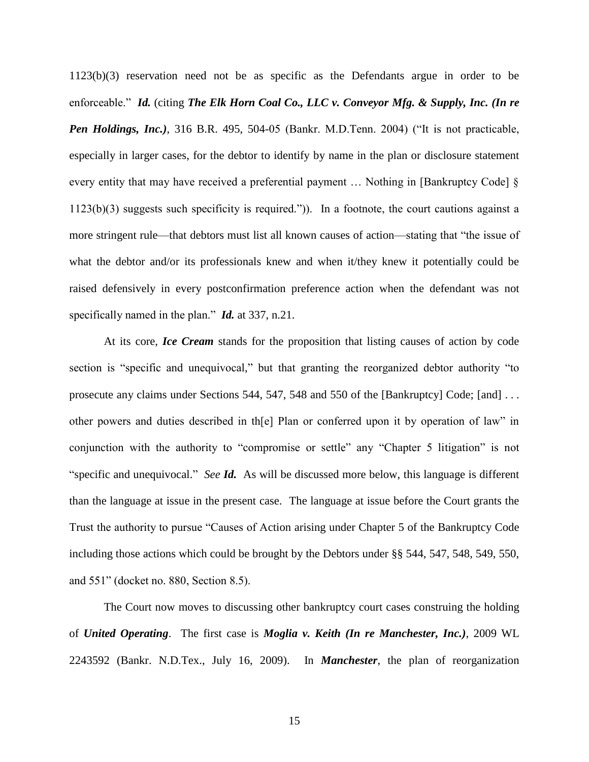1123(b)(3) reservation need not be as specific as the Defendants argue in order to be enforceable." ***Id.*** (citing ***The Elk Horn Coal Co., LLC v. Conveyor Mfg. & Supply, Inc. (In re Pen Holdings, Inc.)***, 316 B.R. 495, 504-05 (Bankr. M.D.Tenn. 2004) ("It is not practicable, especially in larger cases, for the debtor to identify by name in the plan or disclosure statement every entity that may have received a preferential payment … Nothing in [Bankruptcy Code] § 1123(b)(3) suggests such specificity is required.")). In a footnote, the court cautions against a more stringent rule—that debtors must list all known causes of action—stating that "the issue of what the debtor and/or its professionals knew and when it/they knew it potentially could be raised defensively in every postconfirmation preference action when the defendant was not specifically named in the plan." ***Id.*** at 337, n.21.

At its core, ***Ice Cream*** stands for the proposition that listing causes of action by code section is "specific and unequivocal," but that granting the reorganized debtor authority "to prosecute any claims under Sections 544, 547, 548 and 550 of the [Bankruptcy] Code; [and] . . . other powers and duties described in th[e] Plan or conferred upon it by operation of law" in conjunction with the authority to "compromise or settle" any "Chapter 5 litigation" is not "specific and unequivocal." *See* ***Id.*** As will be discussed more below, this language is different than the language at issue in the present case. The language at issue before the Court grants the Trust the authority to pursue "Causes of Action arising under Chapter 5 of the Bankruptcy Code including those actions which could be brought by the Debtors under §§ 544, 547, 548, 549, 550, and 551" (docket no. 880, Section 8.5).

The Court now moves to discussing other bankruptcy court cases construing the holding of ***United Operating***. The first case is ***Moglia v. Keith (In re Manchester, Inc.)***, 2009 WL 2243592 (Bankr. N.D.Tex., July 16, 2009). In ***Manchester***, the plan of reorganization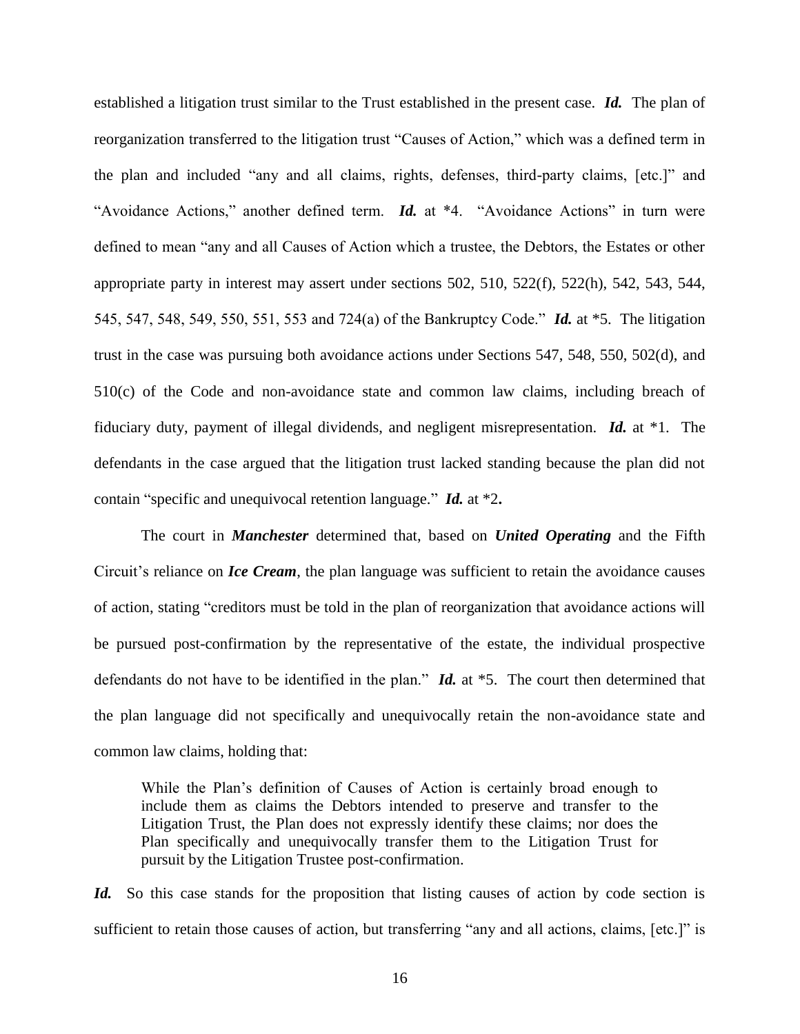established a litigation trust similar to the Trust established in the present case. ***Id.*** The plan of reorganization transferred to the litigation trust "Causes of Action," which was a defined term in the plan and included "any and all claims, rights, defenses, third-party claims, [etc.]" and "Avoidance Actions," another defined term. ***Id.*** at *4. "Avoidance Actions" in turn were defined to mean "any and all Causes of Action which a trustee, the Debtors, the Estates or other appropriate party in interest may assert under sections 502, 510, 522(f), 522(h), 542, 543, 544, 545, 547, 548, 549, 550, 551, 553 and 724(a) of the Bankruptcy Code." ***Id.*** at *5. The litigation trust in the case was pursuing both avoidance actions under Sections 547, 548, 550, 502(d), and 510(c) of the Code and non-avoidance state and common law claims, including breach of fiduciary duty, payment of illegal dividends, and negligent misrepresentation. ***Id.*** at *1. The defendants in the case argued that the litigation trust lacked standing because the plan did not contain "specific and unequivocal retention language." ***Id.*** at *2**.**

The court in ***Manchester*** determined that, based on ***United Operating*** and the Fifth Circuit's reliance on ***Ice Cream***, the plan language was sufficient to retain the avoidance causes of action, stating "creditors must be told in the plan of reorganization that avoidance actions will be pursued post-confirmation by the representative of the estate, the individual prospective defendants do not have to be identified in the plan." ***Id.*** at *5. The court then determined that the plan language did not specifically and unequivocally retain the non-avoidance state and common law claims, holding that:

> While the Plan's definition of Causes of Action is certainly broad enough to include them as claims the Debtors intended to preserve and transfer to the Litigation Trust, the Plan does not expressly identify these claims; nor does the Plan specifically and unequivocally transfer them to the Litigation Trust for pursuit by the Litigation Trustee post-confirmation.

***Id.*** So this case stands for the proposition that listing causes of action by code section is sufficient to retain those causes of action, but transferring "any and all actions, claims, [etc.]" is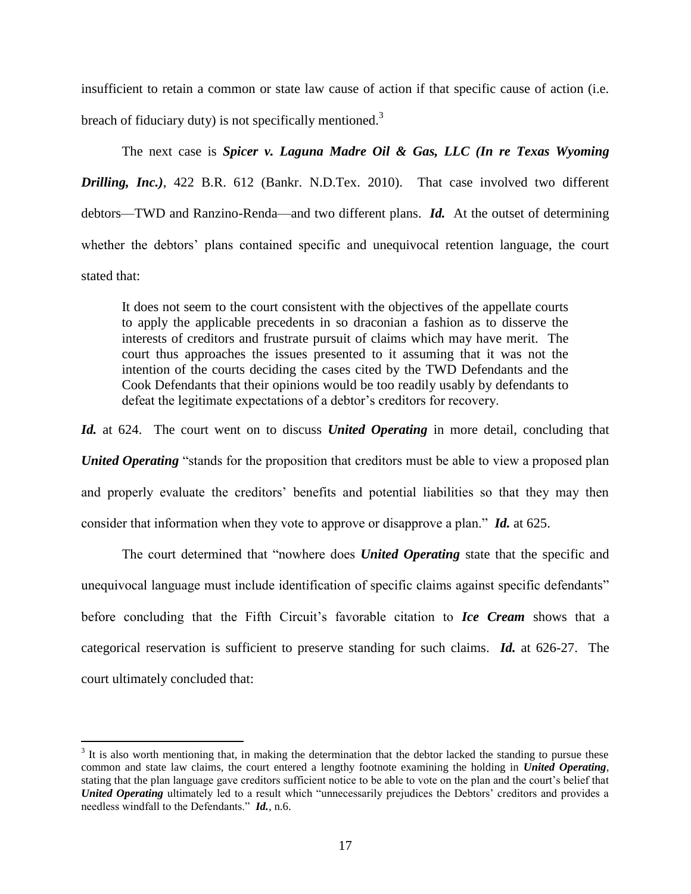insufficient to retain a common or state law cause of action if that specific cause of action (i.e. breach of fiduciary duty) is not specifically mentioned.[3]

The next case is ***Spicer v. Laguna Madre Oil & Gas, LLC (In re Texas Wyoming Drilling, Inc.)***, 422 B.R. 612 (Bankr. N.D.Tex. 2010). That case involved two different debtors—TWD and Ranzino-Renda—and two different plans. ***Id.*** At the outset of determining whether the debtors' plans contained specific and unequivocal retention language, the court stated that:

> It does not seem to the court consistent with the objectives of the appellate courts to apply the applicable precedents in so draconian a fashion as to disserve the interests of creditors and frustrate pursuit of claims which may have merit. The court thus approaches the issues presented to it assuming that it was not the intention of the courts deciding the cases cited by the TWD Defendants and the Cook Defendants that their opinions would be too readily usably by defendants to defeat the legitimate expectations of a debtor's creditors for recovery.

***Id.*** at 624. The court went on to discuss ***United Operating*** in more detail, concluding that ***United Operating*** "stands for the proposition that creditors must be able to view a proposed plan and properly evaluate the creditors' benefits and potential liabilities so that they may then consider that information when they vote to approve or disapprove a plan." ***Id.*** at 625.

The court determined that "nowhere does ***United Operating*** state that the specific and unequivocal language must include identification of specific claims against specific defendants" before concluding that the Fifth Circuit's favorable citation to ***Ice Cream*** shows that a categorical reservation is sufficient to preserve standing for such claims. ***Id.*** at 626-27. The court ultimately concluded that:

---

[3] It is also worth mentioning that, in making the determination that the debtor lacked the standing to pursue these common and state law claims, the court entered a lengthy footnote examining the holding in ***United Operating***, stating that the plan language gave creditors sufficient notice to be able to vote on the plan and the court's belief that ***United Operating*** ultimately led to a result which "unnecessarily prejudices the Debtors' creditors and provides a needless windfall to the Defendants." ***Id.***, n.6.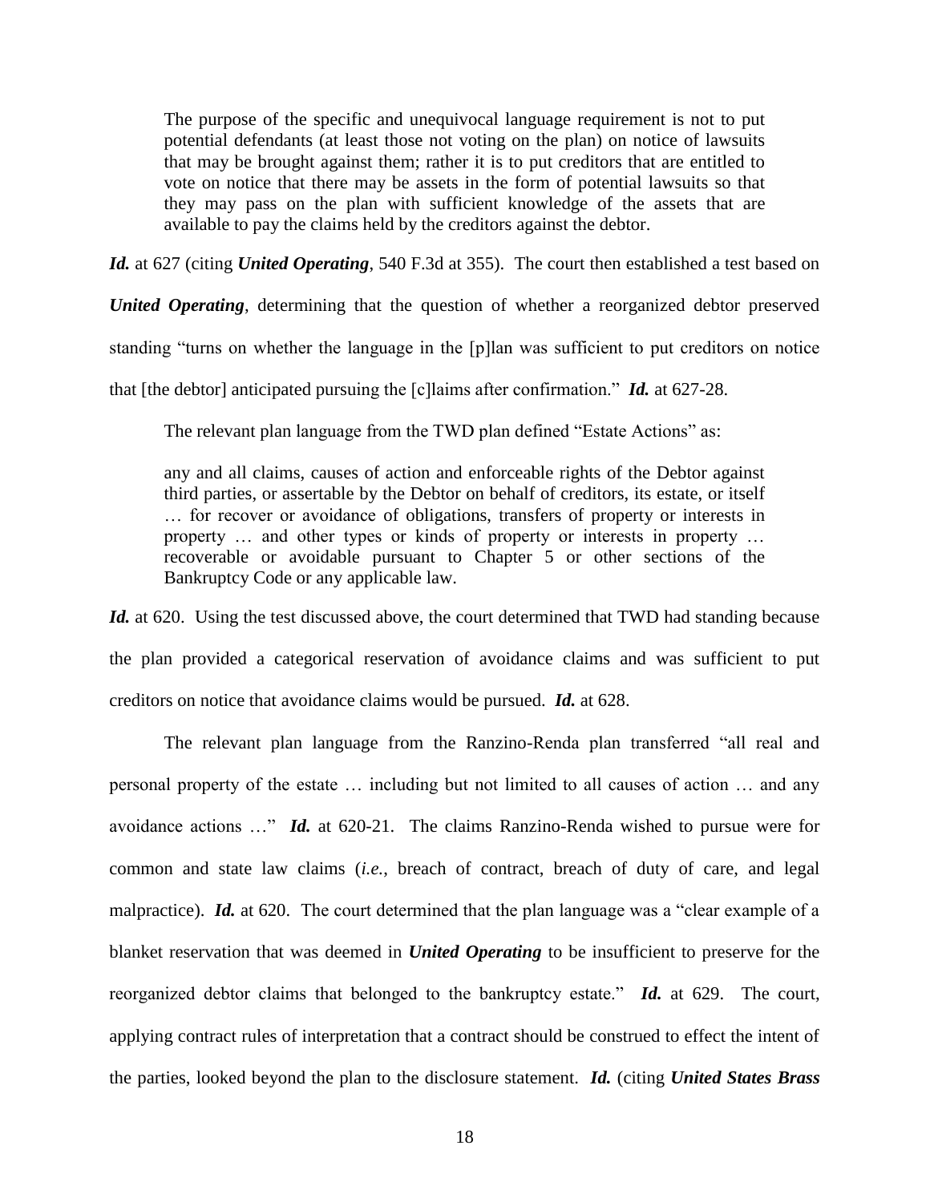> The purpose of the specific and unequivocal language requirement is not to put potential defendants (at least those not voting on the plan) on notice of lawsuits that may be brought against them; rather it is to put creditors that are entitled to vote on notice that there may be assets in the form of potential lawsuits so that they may pass on the plan with sufficient knowledge of the assets that are available to pay the claims held by the creditors against the debtor.

***Id.*** at 627 (citing ***United Operating***, 540 F.3d at 355). The court then established a test based on ***United Operating***, determining that the question of whether a reorganized debtor preserved standing "turns on whether the language in the [p]lan was sufficient to put creditors on notice that [the debtor] anticipated pursuing the [c]laims after confirmation." ***Id.*** at 627-28.

The relevant plan language from the TWD plan defined "Estate Actions" as:

> any and all claims, causes of action and enforceable rights of the Debtor against third parties, or assertable by the Debtor on behalf of creditors, its estate, or itself … for recover or avoidance of obligations, transfers of property or interests in property … and other types or kinds of property or interests in property … recoverable or avoidable pursuant to Chapter 5 or other sections of the Bankruptcy Code or any applicable law.

***Id.*** at 620. Using the test discussed above, the court determined that TWD had standing because the plan provided a categorical reservation of avoidance claims and was sufficient to put creditors on notice that avoidance claims would be pursued. ***Id.*** at 628.

The relevant plan language from the Ranzino-Renda plan transferred "all real and personal property of the estate … including but not limited to all causes of action … and any avoidance actions …" ***Id.*** at 620-21. The claims Ranzino-Renda wished to pursue were for common and state law claims (*i.e.*, breach of contract, breach of duty of care, and legal malpractice). ***Id.*** at 620. The court determined that the plan language was a "clear example of a blanket reservation that was deemed in ***United Operating*** to be insufficient to preserve for the reorganized debtor claims that belonged to the bankruptcy estate." ***Id.*** at 629. The court, applying contract rules of interpretation that a contract should be construed to effect the intent of the parties, looked beyond the plan to the disclosure statement. ***Id.*** (citing ***United States Brass***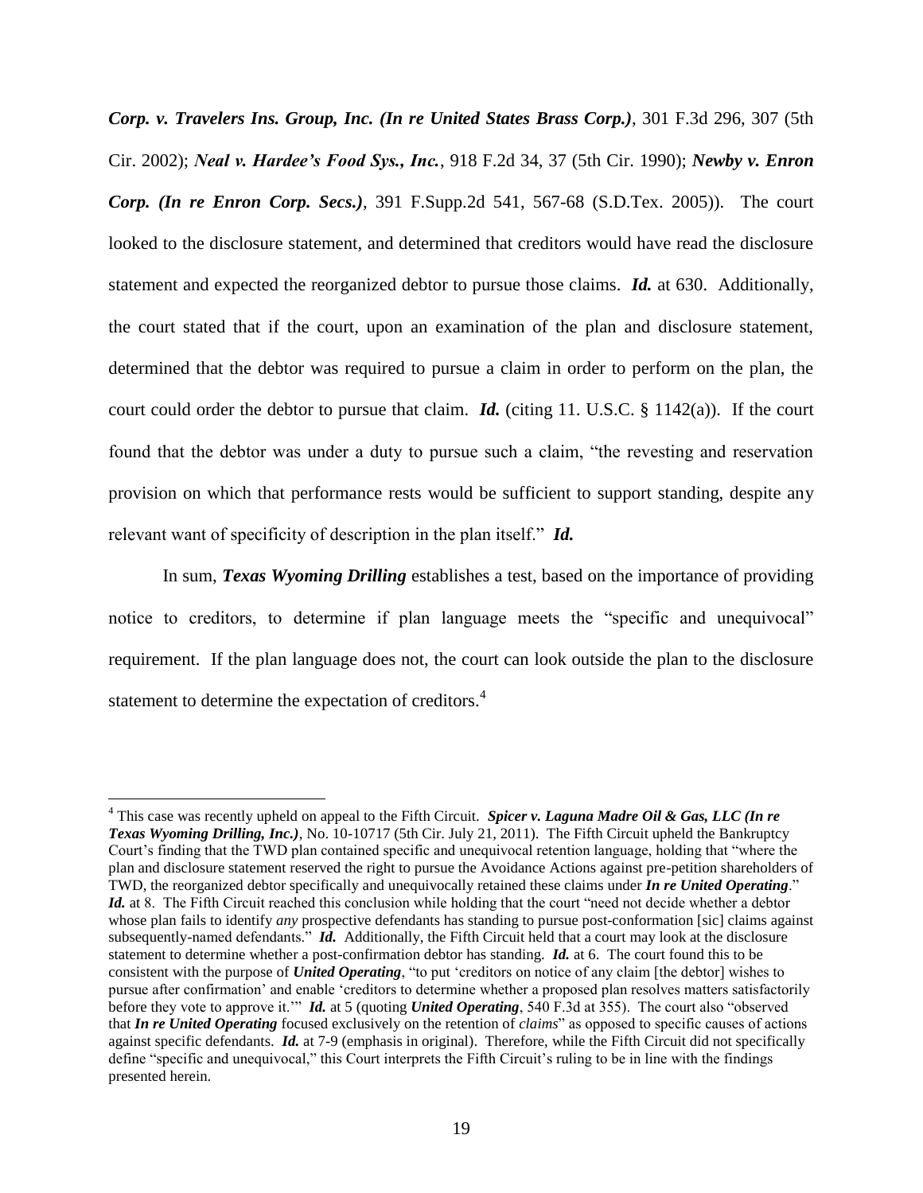***Corp. v. Travelers Ins. Group, Inc. (In re United States Brass Corp.)***, 301 F.3d 296, 307 (5th Cir. 2002); ***Neal v. Hardee's Food Sys., Inc.***, 918 F.2d 34, 37 (5th Cir. 1990); ***Newby v. Enron Corp. (In re Enron Corp. Secs.)***, 391 F.Supp.2d 541, 567-68 (S.D.Tex. 2005)). The court looked to the disclosure statement, and determined that creditors would have read the disclosure statement and expected the reorganized debtor to pursue those claims. ***Id.*** at 630. Additionally, the court stated that if the court, upon an examination of the plan and disclosure statement, determined that the debtor was required to pursue a claim in order to perform on the plan, the court could order the debtor to pursue that claim. ***Id.*** (citing 11. U.S.C. § 1142(a)). If the court found that the debtor was under a duty to pursue such a claim, "the revesting and reservation provision on which that performance rests would be sufficient to support standing, despite any relevant want of specificity of description in the plan itself." ***Id.***

In sum, ***Texas Wyoming Drilling*** establishes a test, based on the importance of providing notice to creditors, to determine if plan language meets the "specific and unequivocal" requirement. If the plan language does not, the court can look outside the plan to the disclosure statement to determine the expectation of creditors.[4]

---

[4] This case was recently upheld on appeal to the Fifth Circuit. ***Spicer v. Laguna Madre Oil & Gas, LLC (In re Texas Wyoming Drilling, Inc.)***, No. 10-10717 (5th Cir. July 21, 2011). The Fifth Circuit upheld the Bankruptcy Court's finding that the TWD plan contained specific and unequivocal retention language, holding that "where the plan and disclosure statement reserved the right to pursue the Avoidance Actions against pre-petition shareholders of TWD, the reorganized debtor specifically and unequivocally retained these claims under ***In re United Operating***." ***Id.*** at 8. The Fifth Circuit reached this conclusion while holding that the court "need not decide whether a debtor whose plan fails to identify *any* prospective defendants has standing to pursue post-conformation [sic] claims against subsequently-named defendants." ***Id.*** Additionally, the Fifth Circuit held that a court may look at the disclosure statement to determine whether a post-confirmation debtor has standing. ***Id.*** at 6. The court found this to be consistent with the purpose of ***United Operating***, "to put 'creditors on notice of any claim [the debtor] wishes to pursue after confirmation' and enable 'creditors to determine whether a proposed plan resolves matters satisfactorily before they vote to approve it.'" ***Id.*** at 5 (quoting ***United Operating***, 540 F.3d at 355). The court also "observed that ***In re United Operating*** focused exclusively on the retention of *claims*" as opposed to specific causes of actions against specific defendants. ***Id.*** at 7-9 (emphasis in original). Therefore, while the Fifth Circuit did not specifically define "specific and unequivocal," this Court interprets the Fifth Circuit's ruling to be in line with the findings presented herein.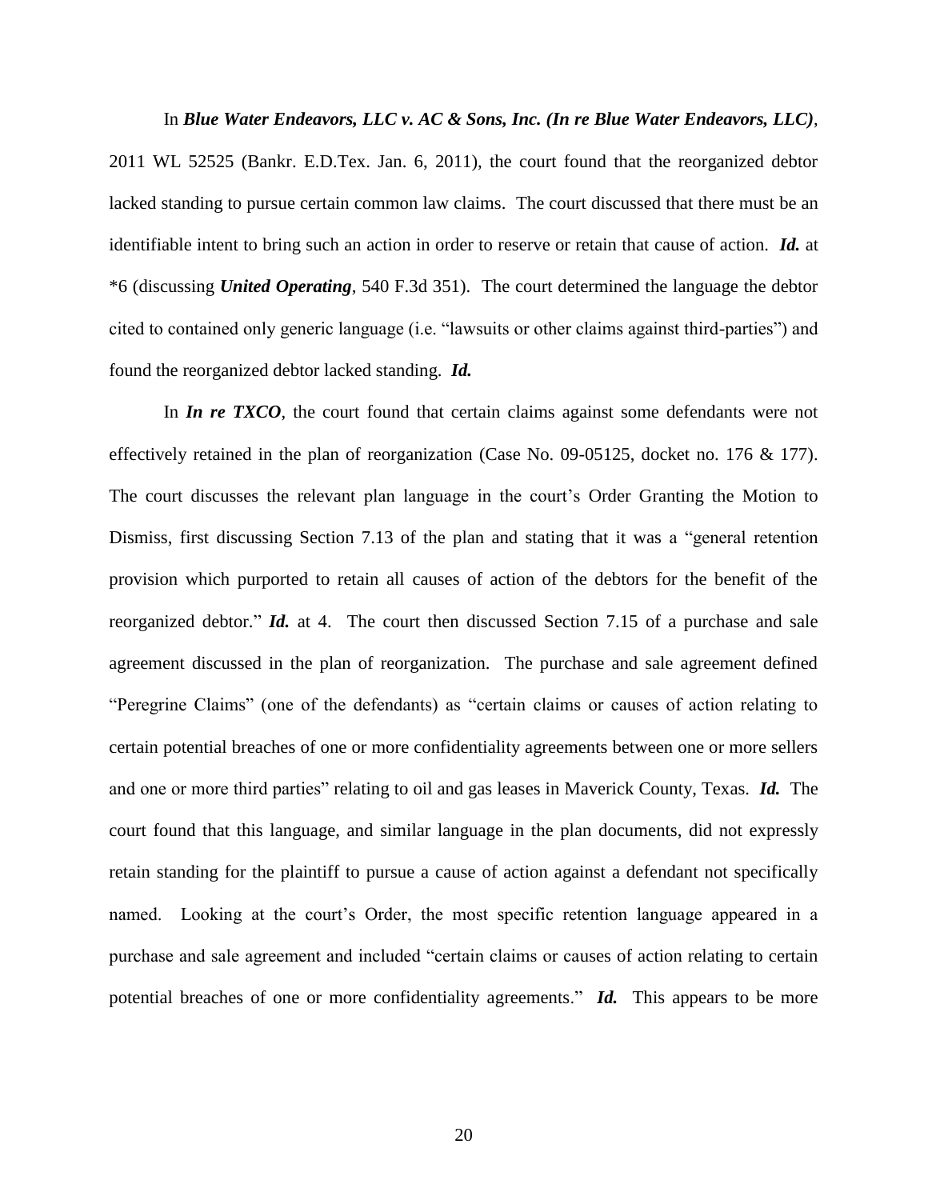In ***Blue Water Endeavors, LLC v. AC & Sons, Inc. (In re Blue Water Endeavors, LLC)***, 2011 WL 52525 (Bankr. E.D.Tex. Jan. 6, 2011), the court found that the reorganized debtor lacked standing to pursue certain common law claims. The court discussed that there must be an identifiable intent to bring such an action in order to reserve or retain that cause of action. ***Id.*** at *6 (discussing ***United Operating***, 540 F.3d 351). The court determined the language the debtor cited to contained only generic language (i.e. "lawsuits or other claims against third-parties") and found the reorganized debtor lacked standing. ***Id.***

In ***In re TXCO***, the court found that certain claims against some defendants were not effectively retained in the plan of reorganization (Case No. 09-05125, docket no. 176 & 177). The court discusses the relevant plan language in the court's Order Granting the Motion to Dismiss, first discussing Section 7.13 of the plan and stating that it was a "general retention provision which purported to retain all causes of action of the debtors for the benefit of the reorganized debtor." ***Id.*** at 4. The court then discussed Section 7.15 of a purchase and sale agreement discussed in the plan of reorganization. The purchase and sale agreement defined "Peregrine Claims" (one of the defendants) as "certain claims or causes of action relating to certain potential breaches of one or more confidentiality agreements between one or more sellers and one or more third parties" relating to oil and gas leases in Maverick County, Texas. ***Id.*** The court found that this language, and similar language in the plan documents, did not expressly retain standing for the plaintiff to pursue a cause of action against a defendant not specifically named. Looking at the court's Order, the most specific retention language appeared in a purchase and sale agreement and included "certain claims or causes of action relating to certain potential breaches of one or more confidentiality agreements." ***Id.*** This appears to be more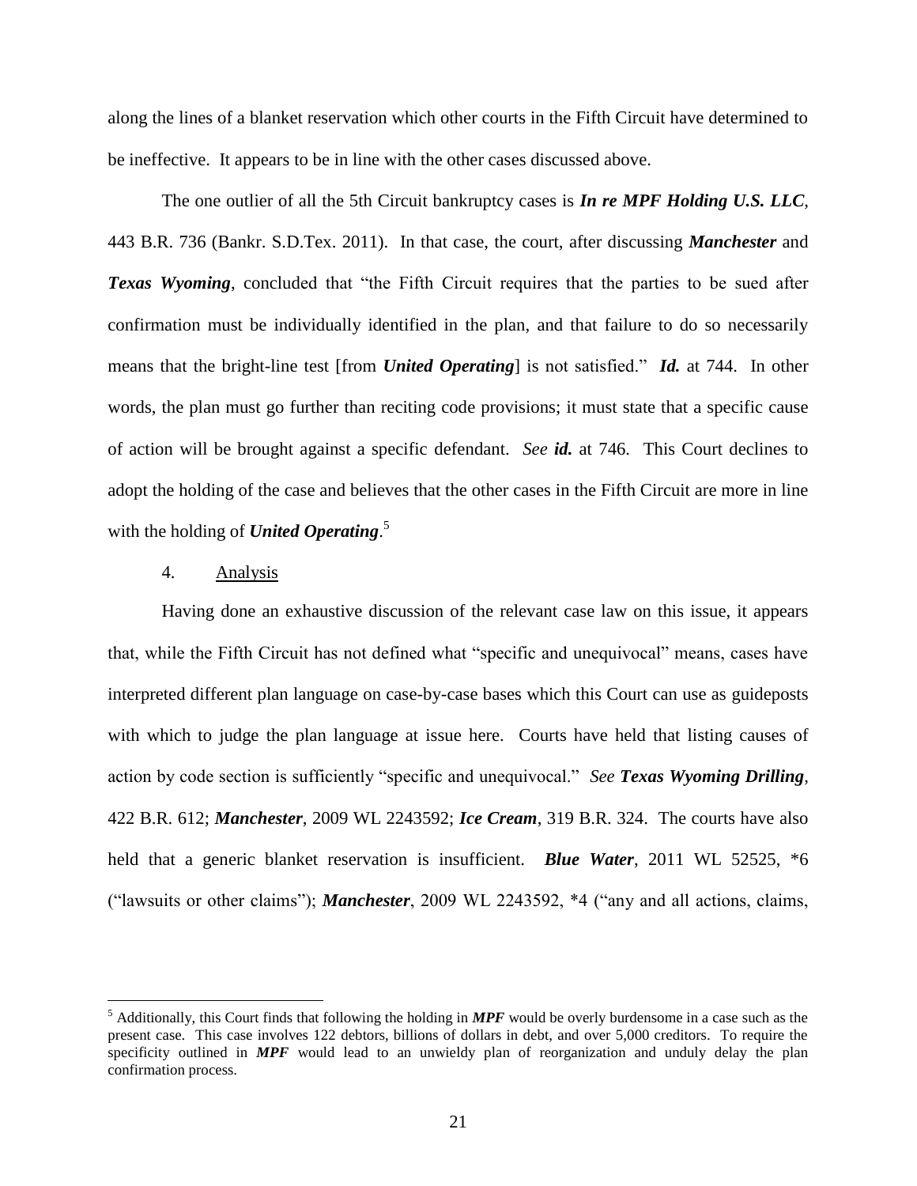along the lines of a blanket reservation which other courts in the Fifth Circuit have determined to be ineffective. It appears to be in line with the other cases discussed above.

The one outlier of all the 5th Circuit bankruptcy cases is ***In re MPF Holding U.S. LLC***, 443 B.R. 736 (Bankr. S.D.Tex. 2011). In that case, the court, after discussing ***Manchester*** and ***Texas Wyoming***, concluded that "the Fifth Circuit requires that the parties to be sued after confirmation must be individually identified in the plan, and that failure to do so necessarily means that the bright-line test [from ***United Operating***] is not satisfied." ***Id.*** at 744. In other words, the plan must go further than reciting code provisions; it must state that a specific cause of action will be brought against a specific defendant. *See* ***id.*** at 746. This Court declines to adopt the holding of the case and believes that the other cases in the Fifth Circuit are more in line with the holding of ***United Operating***.[5]

4. Analysis

Having done an exhaustive discussion of the relevant case law on this issue, it appears that, while the Fifth Circuit has not defined what "specific and unequivocal" means, cases have interpreted different plan language on case-by-case bases which this Court can use as guideposts with which to judge the plan language at issue here. Courts have held that listing causes of action by code section is sufficiently "specific and unequivocal." *See* ***Texas Wyoming Drilling***, 422 B.R. 612; ***Manchester***, 2009 WL 2243592; ***Ice Cream***, 319 B.R. 324. The courts have also held that a generic blanket reservation is insufficient. ***Blue Water***, 2011 WL 52525, *6 ("lawsuits or other claims"); ***Manchester***, 2009 WL 2243592, *4 ("any and all actions, claims,

---

[5] Additionally, this Court finds that following the holding in ***MPF*** would be overly burdensome in a case such as the present case. This case involves 122 debtors, billions of dollars in debt, and over 5,000 creditors. To require the specificity outlined in ***MPF*** would lead to an unwieldy plan of reorganization and unduly delay the plan confirmation process.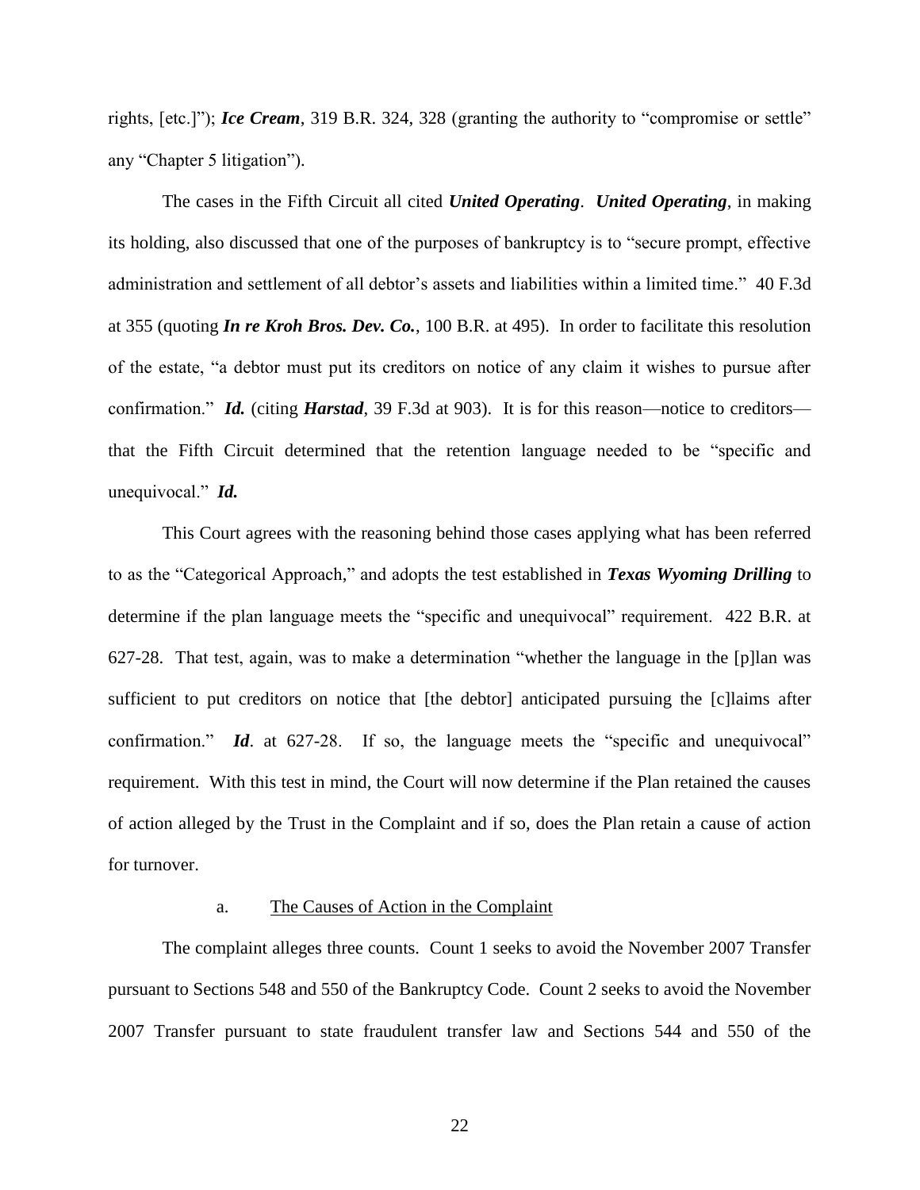rights, [etc.]"); ***Ice Cream***, 319 B.R. 324, 328 (granting the authority to "compromise or settle" any "Chapter 5 litigation").

The cases in the Fifth Circuit all cited ***United Operating***. ***United Operating***, in making its holding, also discussed that one of the purposes of bankruptcy is to "secure prompt, effective administration and settlement of all debtor's assets and liabilities within a limited time." 40 F.3d at 355 (quoting ***In re Kroh Bros. Dev. Co.***, 100 B.R. at 495). In order to facilitate this resolution of the estate, "a debtor must put its creditors on notice of any claim it wishes to pursue after confirmation." ***Id.*** (citing ***Harstad***, 39 F.3d at 903). It is for this reason—notice to creditors—that the Fifth Circuit determined that the retention language needed to be "specific and unequivocal." ***Id.***

This Court agrees with the reasoning behind those cases applying what has been referred to as the "Categorical Approach," and adopts the test established in ***Texas Wyoming Drilling*** to determine if the plan language meets the "specific and unequivocal" requirement. 422 B.R. at 627-28. That test, again, was to make a determination "whether the language in the [p]lan was sufficient to put creditors on notice that [the debtor] anticipated pursuing the [c]laims after confirmation." ***Id***. at 627-28. If so, the language meets the "specific and unequivocal" requirement. With this test in mind, the Court will now determine if the Plan retained the causes of action alleged by the Trust in the Complaint and if so, does the Plan retain a cause of action for turnover.

a. The Causes of Action in the Complaint

The complaint alleges three counts. Count 1 seeks to avoid the November 2007 Transfer pursuant to Sections 548 and 550 of the Bankruptcy Code. Count 2 seeks to avoid the November 2007 Transfer pursuant to state fraudulent transfer law and Sections 544 and 550 of the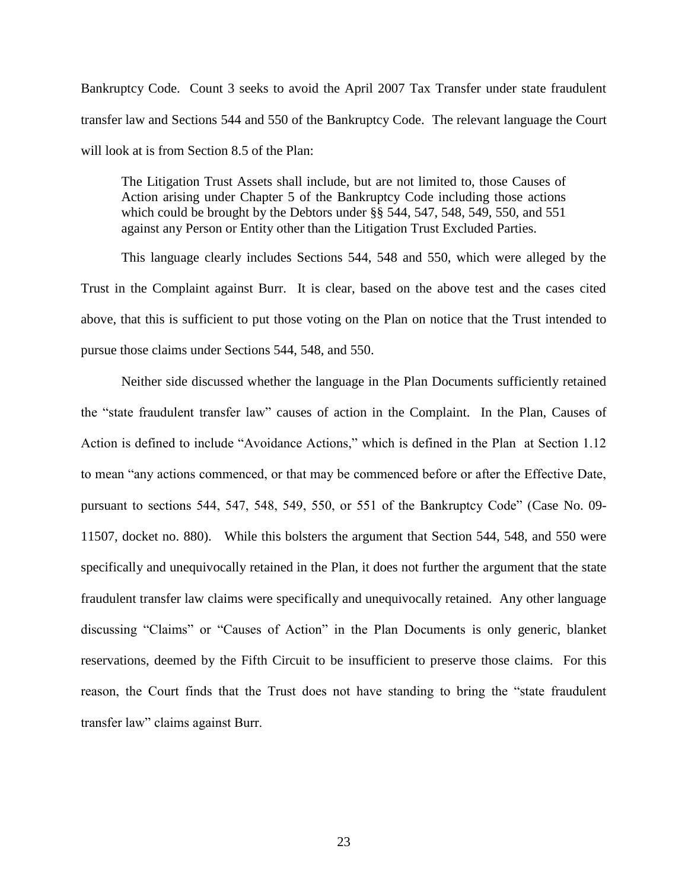Bankruptcy Code. Count 3 seeks to avoid the April 2007 Tax Transfer under state fraudulent transfer law and Sections 544 and 550 of the Bankruptcy Code. The relevant language the Court will look at is from Section 8.5 of the Plan:

> The Litigation Trust Assets shall include, but are not limited to, those Causes of Action arising under Chapter 5 of the Bankruptcy Code including those actions which could be brought by the Debtors under §§ 544, 547, 548, 549, 550, and 551 against any Person or Entity other than the Litigation Trust Excluded Parties.

This language clearly includes Sections 544, 548 and 550, which were alleged by the Trust in the Complaint against Burr. It is clear, based on the above test and the cases cited above, that this is sufficient to put those voting on the Plan on notice that the Trust intended to pursue those claims under Sections 544, 548, and 550.

Neither side discussed whether the language in the Plan Documents sufficiently retained the "state fraudulent transfer law" causes of action in the Complaint. In the Plan, Causes of Action is defined to include "Avoidance Actions," which is defined in the Plan at Section 1.12 to mean "any actions commenced, or that may be commenced before or after the Effective Date, pursuant to sections 544, 547, 548, 549, 550, or 551 of the Bankruptcy Code" (Case No. 09-11507, docket no. 880). While this bolsters the argument that Section 544, 548, and 550 were specifically and unequivocally retained in the Plan, it does not further the argument that the state fraudulent transfer law claims were specifically and unequivocally retained. Any other language discussing "Claims" or "Causes of Action" in the Plan Documents is only generic, blanket reservations, deemed by the Fifth Circuit to be insufficient to preserve those claims. For this reason, the Court finds that the Trust does not have standing to bring the "state fraudulent transfer law" claims against Burr.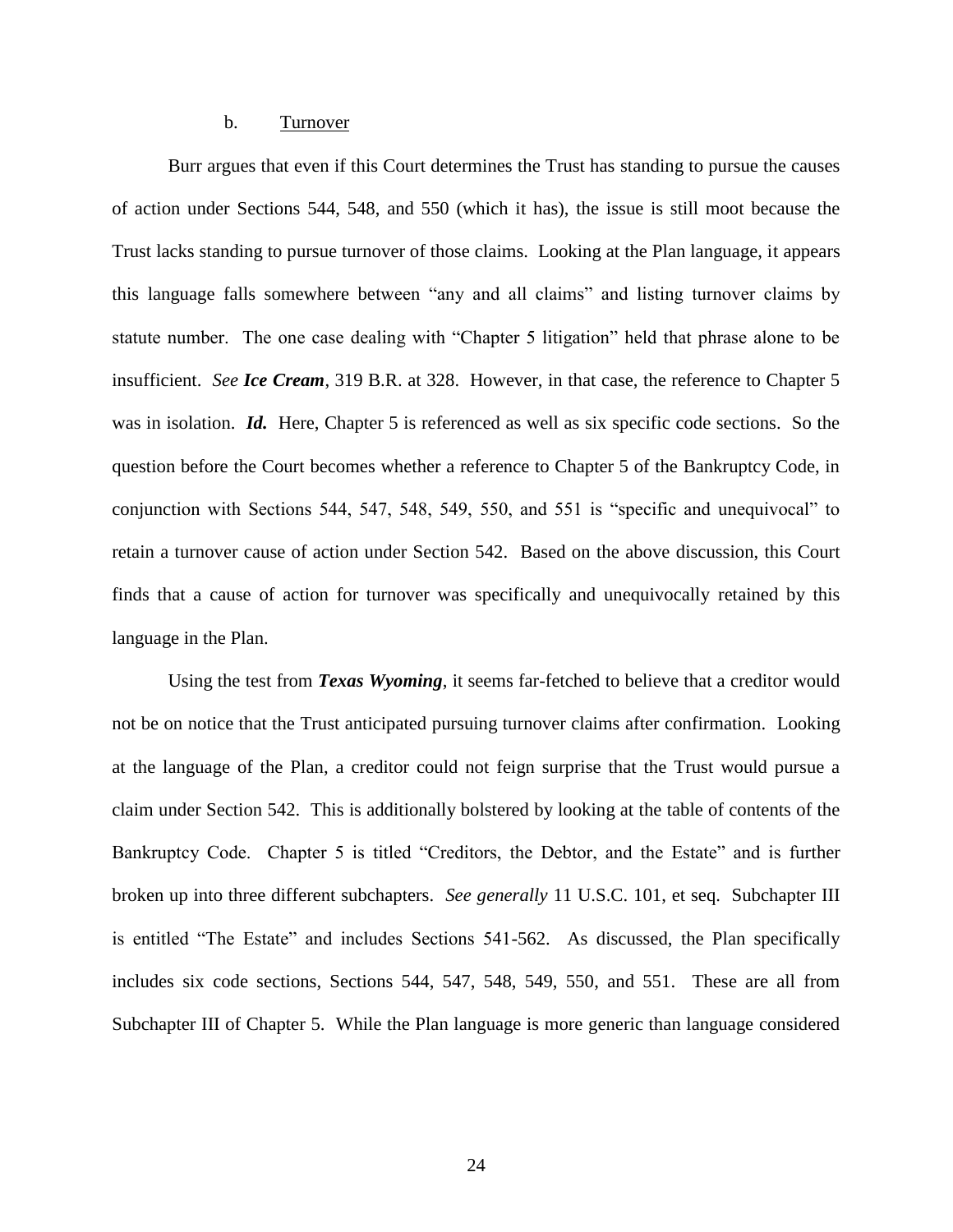b. Turnover

Burr argues that even if this Court determines the Trust has standing to pursue the causes of action under Sections 544, 548, and 550 (which it has), the issue is still moot because the Trust lacks standing to pursue turnover of those claims. Looking at the Plan language, it appears this language falls somewhere between "any and all claims" and listing turnover claims by statute number. The one case dealing with "Chapter 5 litigation" held that phrase alone to be insufficient. *See* ***Ice Cream***, 319 B.R. at 328. However, in that case, the reference to Chapter 5 was in isolation. ***Id.*** Here, Chapter 5 is referenced as well as six specific code sections. So the question before the Court becomes whether a reference to Chapter 5 of the Bankruptcy Code, in conjunction with Sections 544, 547, 548, 549, 550, and 551 is "specific and unequivocal" to retain a turnover cause of action under Section 542. Based on the above discussion, this Court finds that a cause of action for turnover was specifically and unequivocally retained by this language in the Plan.

Using the test from ***Texas Wyoming***, it seems far-fetched to believe that a creditor would not be on notice that the Trust anticipated pursuing turnover claims after confirmation. Looking at the language of the Plan, a creditor could not feign surprise that the Trust would pursue a claim under Section 542. This is additionally bolstered by looking at the table of contents of the Bankruptcy Code. Chapter 5 is titled "Creditors, the Debtor, and the Estate" and is further broken up into three different subchapters. *See generally* 11 U.S.C. 101, et seq. Subchapter III is entitled "The Estate" and includes Sections 541-562. As discussed, the Plan specifically includes six code sections, Sections 544, 547, 548, 549, 550, and 551. These are all from Subchapter III of Chapter 5. While the Plan language is more generic than language considered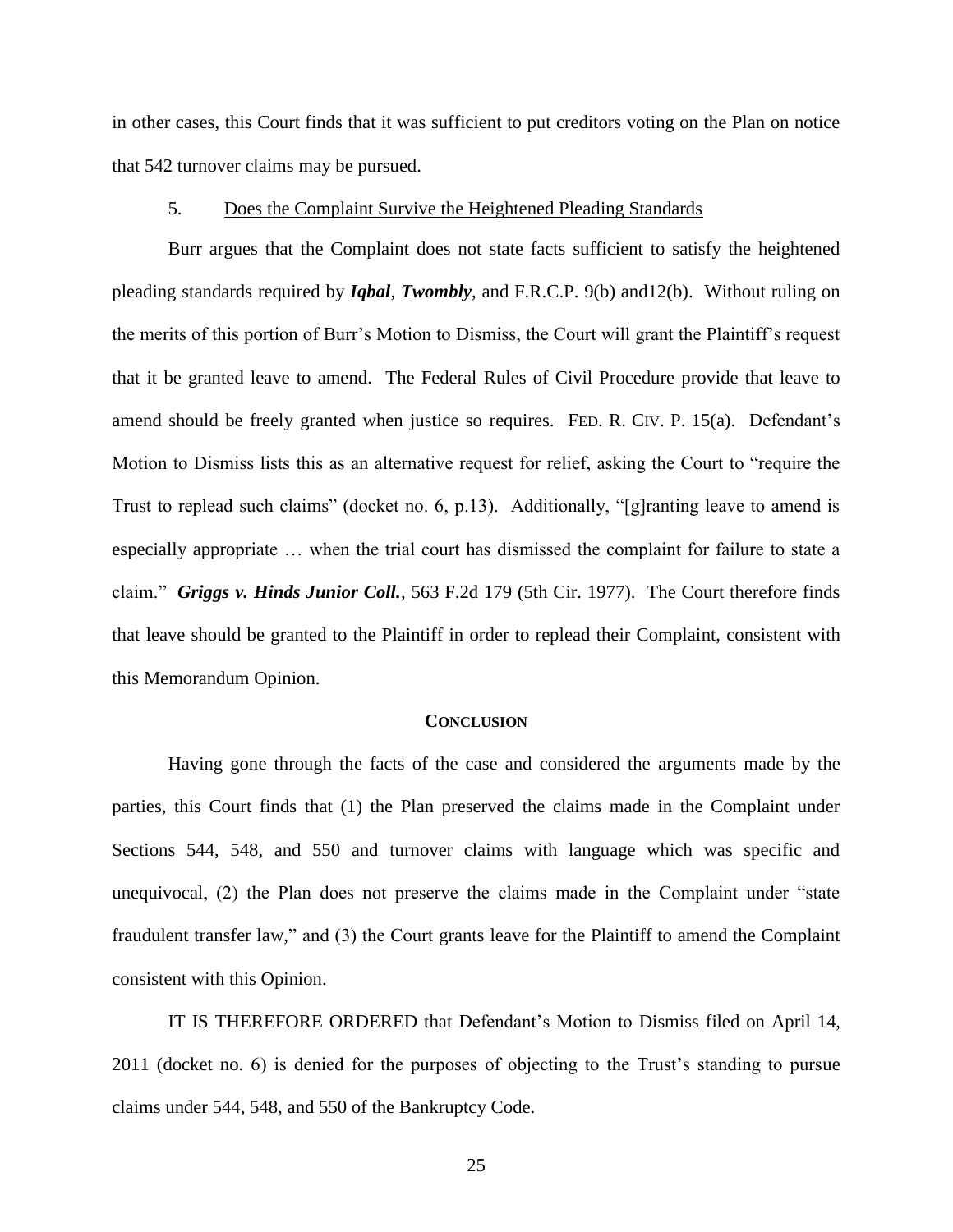in other cases, this Court finds that it was sufficient to put creditors voting on the Plan on notice that 542 turnover claims may be pursued.

5. Does the Complaint Survive the Heightened Pleading Standards

Burr argues that the Complaint does not state facts sufficient to satisfy the heightened pleading standards required by ***Iqbal***, ***Twombly***, and F.R.C.P. 9(b) and12(b). Without ruling on the merits of this portion of Burr's Motion to Dismiss, the Court will grant the Plaintiff's request that it be granted leave to amend. The Federal Rules of Civil Procedure provide that leave to amend should be freely granted when justice so requires. FED. R. CIV. P. 15(a). Defendant's Motion to Dismiss lists this as an alternative request for relief, asking the Court to "require the Trust to replead such claims" (docket no. 6, p.13). Additionally, "[g]ranting leave to amend is especially appropriate … when the trial court has dismissed the complaint for failure to state a claim." ***Griggs v. Hinds Junior Coll.***, 563 F.2d 179 (5th Cir. 1977). The Court therefore finds that leave should be granted to the Plaintiff in order to replead their Complaint, consistent with this Memorandum Opinion.

## CONCLUSION

Having gone through the facts of the case and considered the arguments made by the parties, this Court finds that (1) the Plan preserved the claims made in the Complaint under Sections 544, 548, and 550 and turnover claims with language which was specific and unequivocal, (2) the Plan does not preserve the claims made in the Complaint under "state fraudulent transfer law," and (3) the Court grants leave for the Plaintiff to amend the Complaint consistent with this Opinion.

IT IS THEREFORE ORDERED that Defendant's Motion to Dismiss filed on April 14, 2011 (docket no. 6) is denied for the purposes of objecting to the Trust's standing to pursue claims under 544, 548, and 550 of the Bankruptcy Code.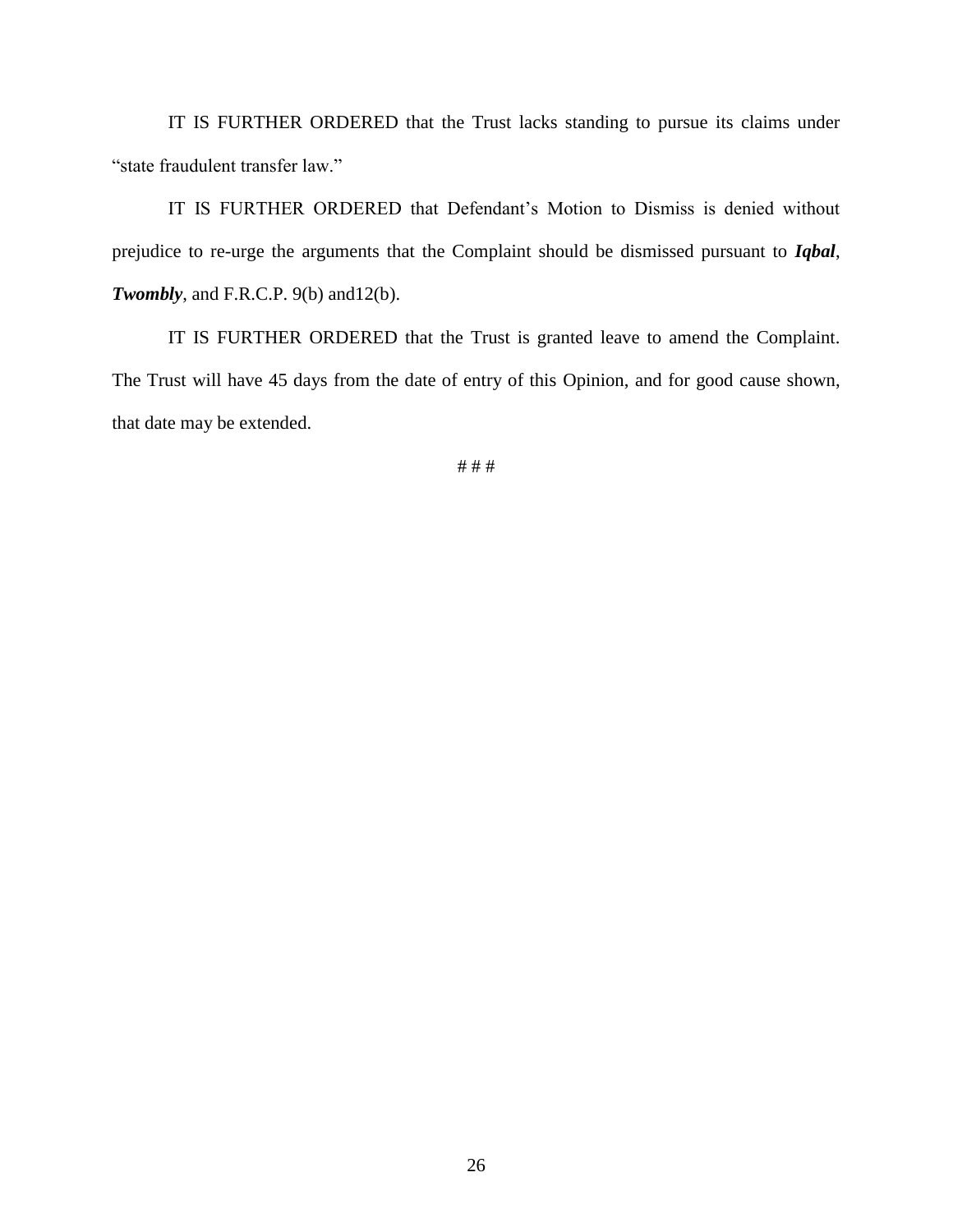IT IS FURTHER ORDERED that the Trust lacks standing to pursue its claims under "state fraudulent transfer law."

IT IS FURTHER ORDERED that Defendant's Motion to Dismiss is denied without prejudice to re-urge the arguments that the Complaint should be dismissed pursuant to ***Iqbal***, ***Twombly***, and F.R.C.P. 9(b) and12(b).

IT IS FURTHER ORDERED that the Trust is granted leave to amend the Complaint. The Trust will have 45 days from the date of entry of this Opinion, and for good cause shown, that date may be extended.

# # #